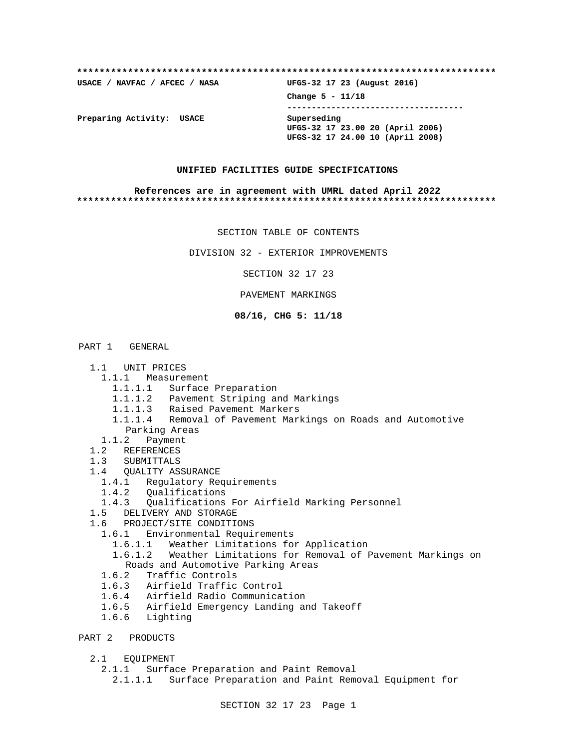**************************************************************************

**USACE / NAVFAC / AFCEC / NASA** **UFGS-32 17 23 (August 2016)**

**Change 5 - 11/18**

-----------------------------------

**Preparing Activity: USACE** **Superseding**
**UFGS-32 17 23.00 20 (April 2006)**
**UFGS-32 17 24.00 10 (April 2008)**

**UNIFIED FACILITIES GUIDE SPECIFICATIONS**

**References are in agreement with UMRL dated April 2022**

**************************************************************************

SECTION TABLE OF CONTENTS

DIVISION 32 - EXTERIOR IMPROVEMENTS

SECTION 32 17 23

PAVEMENT MARKINGS

**08/16, CHG 5: 11/18**

PART 1 GENERAL

- 1.1 UNIT PRICES
  - 1.1.1 Measurement
    - 1.1.1.1 Surface Preparation
    - 1.1.1.2 Pavement Striping and Markings
    - 1.1.1.3 Raised Pavement Markers
    - 1.1.1.4 Removal of Pavement Markings on Roads and Automotive Parking Areas
  - 1.1.2 Payment
- 1.2 REFERENCES
- 1.3 SUBMITTALS
- 1.4 QUALITY ASSURANCE
  - 1.4.1 Regulatory Requirements
  - 1.4.2 Qualifications
  - 1.4.3 Qualifications For Airfield Marking Personnel
- 1.5 DELIVERY AND STORAGE
- 1.6 PROJECT/SITE CONDITIONS
  - 1.6.1 Environmental Requirements
    - 1.6.1.1 Weather Limitations for Application
    - 1.6.1.2 Weather Limitations for Removal of Pavement Markings on Roads and Automotive Parking Areas
  - 1.6.2 Traffic Controls
  - 1.6.3 Airfield Traffic Control
  - 1.6.4 Airfield Radio Communication
  - 1.6.5 Airfield Emergency Landing and Takeoff
  - 1.6.6 Lighting

PART 2 PRODUCTS

- 2.1 EQUIPMENT
  - 2.1.1 Surface Preparation and Paint Removal
    - 2.1.1.1 Surface Preparation and Paint Removal Equipment for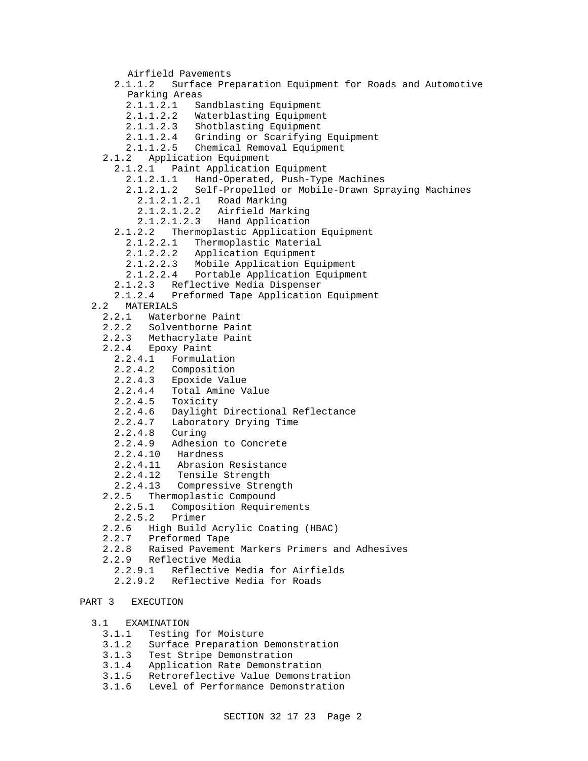Airfield Pavements
- 2.1.1.2 Surface Preparation Equipment for Roads and Automotive Parking Areas
  - 2.1.1.2.1 Sandblasting Equipment
  - 2.1.1.2.2 Waterblasting Equipment
  - 2.1.1.2.3 Shotblasting Equipment
  - 2.1.1.2.4 Grinding or Scarifying Equipment
  - 2.1.1.2.5 Chemical Removal Equipment
- 2.1.2 Application Equipment
  - 2.1.2.1 Paint Application Equipment
    - 2.1.2.1.1 Hand-Operated, Push-Type Machines
    - 2.1.2.1.2 Self-Propelled or Mobile-Drawn Spraying Machines
      - 2.1.2.1.2.1 Road Marking
      - 2.1.2.1.2.2 Airfield Marking
      - 2.1.2.1.2.3 Hand Application
  - 2.1.2.2 Thermoplastic Application Equipment
    - 2.1.2.2.1 Thermoplastic Material
    - 2.1.2.2.2 Application Equipment
    - 2.1.2.2.3 Mobile Application Equipment
    - 2.1.2.2.4 Portable Application Equipment
  - 2.1.2.3 Reflective Media Dispenser
  - 2.1.2.4 Preformed Tape Application Equipment

2.2 MATERIALS
- 2.2.1 Waterborne Paint
- 2.2.2 Solventborne Paint
- 2.2.3 Methacrylate Paint
- 2.2.4 Epoxy Paint
  - 2.2.4.1 Formulation
  - 2.2.4.2 Composition
  - 2.2.4.3 Epoxide Value
  - 2.2.4.4 Total Amine Value
  - 2.2.4.5 Toxicity
  - 2.2.4.6 Daylight Directional Reflectance
  - 2.2.4.7 Laboratory Drying Time
  - 2.2.4.8 Curing
  - 2.2.4.9 Adhesion to Concrete
  - 2.2.4.10 Hardness
  - 2.2.4.11 Abrasion Resistance
  - 2.2.4.12 Tensile Strength
  - 2.2.4.13 Compressive Strength
- 2.2.5 Thermoplastic Compound
  - 2.2.5.1 Composition Requirements
  - 2.2.5.2 Primer
- 2.2.6 High Build Acrylic Coating (HBAC)
- 2.2.7 Preformed Tape
- 2.2.8 Raised Pavement Markers Primers and Adhesives
- 2.2.9 Reflective Media
  - 2.2.9.1 Reflective Media for Airfields
  - 2.2.9.2 Reflective Media for Roads

PART 3 EXECUTION

3.1 EXAMINATION
- 3.1.1 Testing for Moisture
- 3.1.2 Surface Preparation Demonstration
- 3.1.3 Test Stripe Demonstration
- 3.1.4 Application Rate Demonstration
- 3.1.5 Retroreflective Value Demonstration
- 3.1.6 Level of Performance Demonstration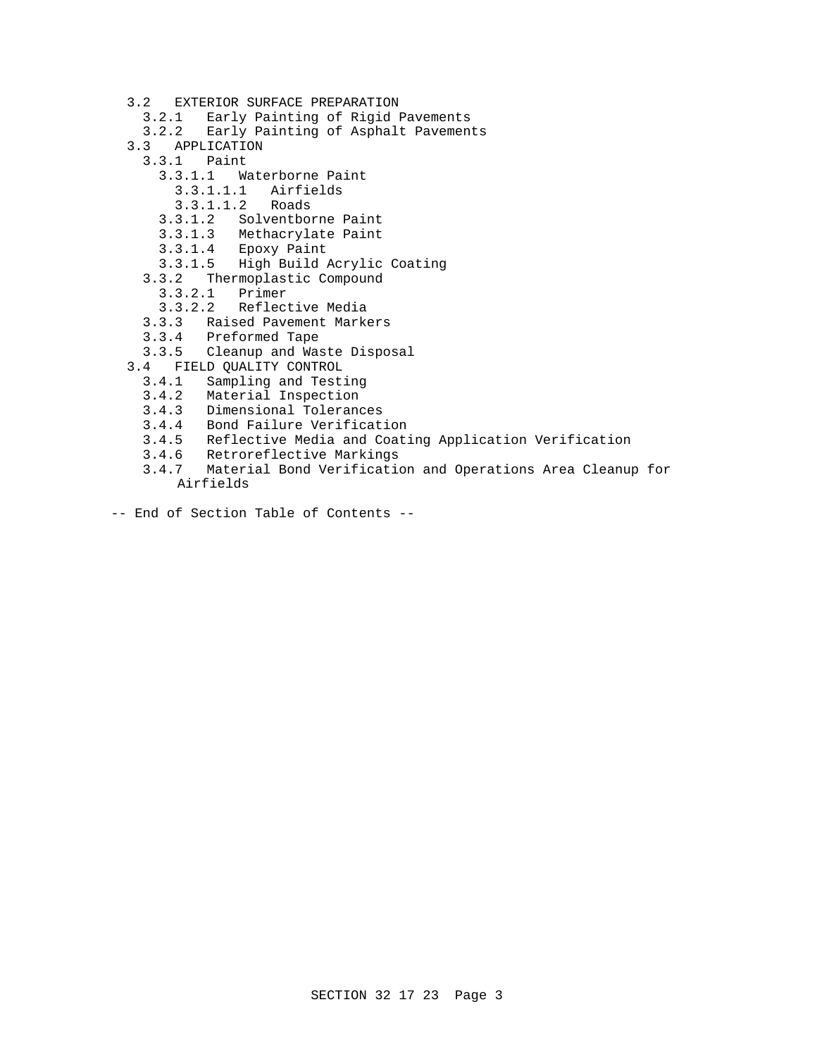- 3.2 EXTERIOR SURFACE PREPARATION
  - 3.2.1 Early Painting of Rigid Pavements
  - 3.2.2 Early Painting of Asphalt Pavements
- 3.3 APPLICATION
  - 3.3.1 Paint
    - 3.3.1.1 Waterborne Paint
      - 3.3.1.1.1 Airfields
      - 3.3.1.1.2 Roads
    - 3.3.1.2 Solventborne Paint
    - 3.3.1.3 Methacrylate Paint
    - 3.3.1.4 Epoxy Paint
    - 3.3.1.5 High Build Acrylic Coating
  - 3.3.2 Thermoplastic Compound
    - 3.3.2.1 Primer
    - 3.3.2.2 Reflective Media
  - 3.3.3 Raised Pavement Markers
  - 3.3.4 Preformed Tape
  - 3.3.5 Cleanup and Waste Disposal
- 3.4 FIELD QUALITY CONTROL
  - 3.4.1 Sampling and Testing
  - 3.4.2 Material Inspection
  - 3.4.3 Dimensional Tolerances
  - 3.4.4 Bond Failure Verification
  - 3.4.5 Reflective Media and Coating Application Verification
  - 3.4.6 Retroreflective Markings
  - 3.4.7 Material Bond Verification and Operations Area Cleanup for Airfields

-- End of Section Table of Contents --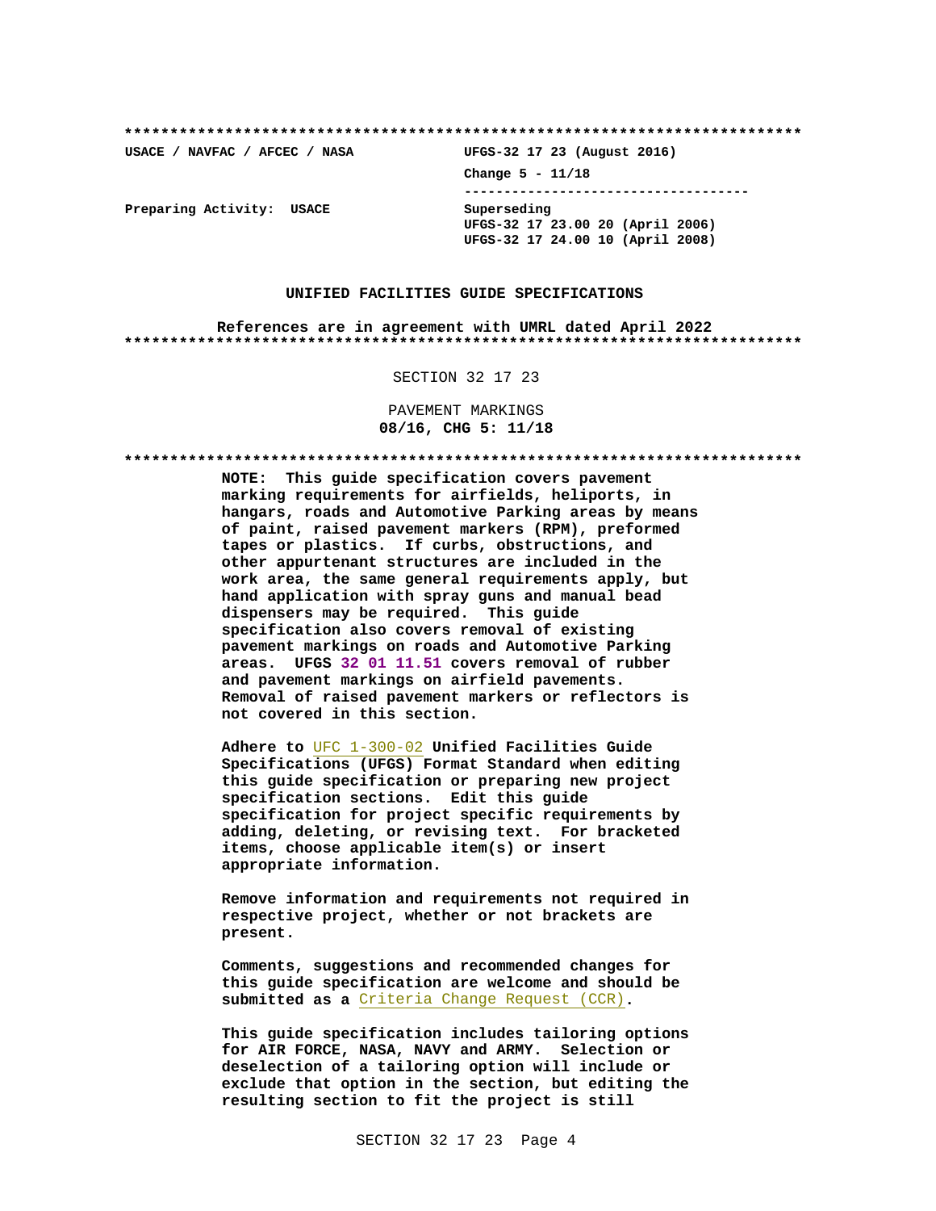**************************************************************************

**USACE / NAVFAC / AFCEC / NASA** | **UFGS-32 17 23 (August 2016)**

**Change 5 - 11/18**

-----------------------------------

**Preparing Activity: USACE**

**Superseding**
**UFGS-32 17 23.00 20 (April 2006)**
**UFGS-32 17 24.00 10 (April 2008)**

**UNIFIED FACILITIES GUIDE SPECIFICATIONS**

**References are in agreement with UMRL dated April 2022**

**************************************************************************

SECTION 32 17 23

PAVEMENT MARKINGS
**08/16, CHG 5: 11/18**

**************************************************************************

**NOTE: This guide specification covers pavement marking requirements for airfields, heliports, in hangars, roads and Automotive Parking areas by means of paint, raised pavement markers (RPM), preformed tapes or plastics. If curbs, obstructions, and other appurtenant structures are included in the work area, the same general requirements apply, but hand application with spray guns and manual bead dispensers may be required. This guide specification also covers removal of existing pavement markings on roads and Automotive Parking areas. UFGS 32 01 11.51 covers removal of rubber and pavement markings on airfield pavements. Removal of raised pavement markers or reflectors is not covered in this section.**

**Adhere to UFC 1-300-02 Unified Facilities Guide Specifications (UFGS) Format Standard when editing this guide specification or preparing new project specification sections. Edit this guide specification for project specific requirements by adding, deleting, or revising text. For bracketed items, choose applicable item(s) or insert appropriate information.**

**Remove information and requirements not required in respective project, whether or not brackets are present.**

**Comments, suggestions and recommended changes for this guide specification are welcome and should be submitted as a Criteria Change Request (CCR).**

**This guide specification includes tailoring options for AIR FORCE, NASA, NAVY and ARMY. Selection or deselection of a tailoring option will include or exclude that option in the section, but editing the resulting section to fit the project is still**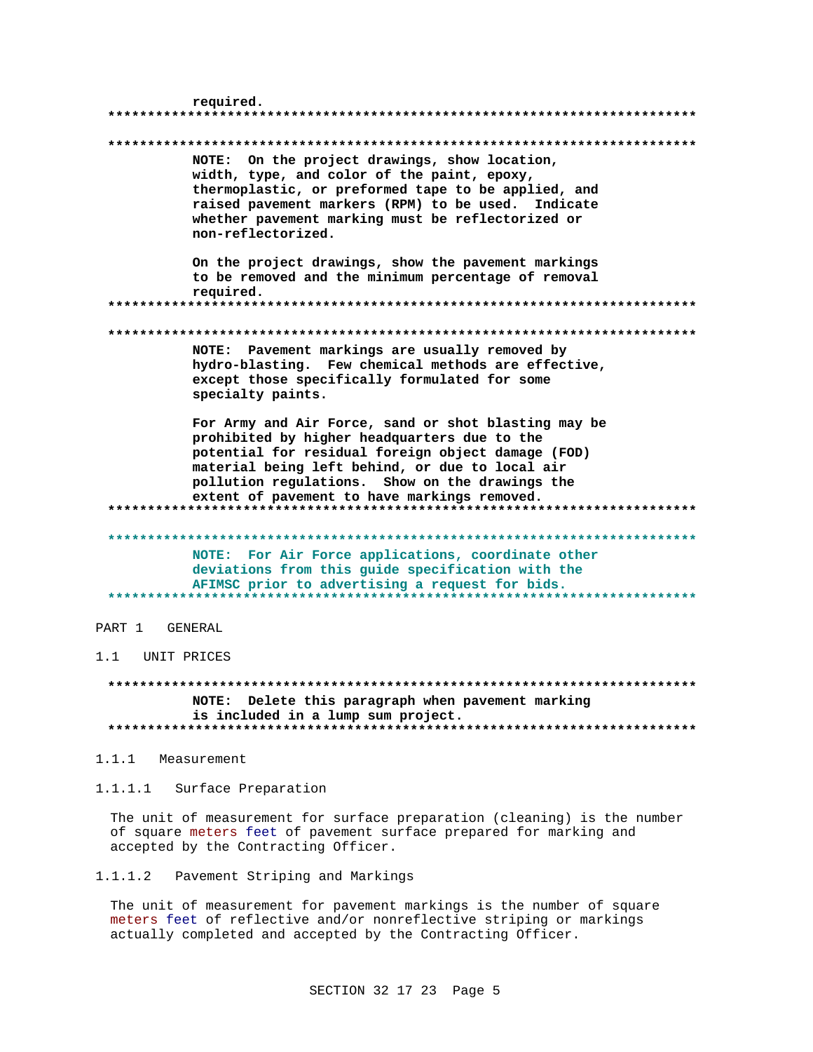required.

---

**NOTE: On the project drawings, show location, width, type, and color of the paint, epoxy, thermoplastic, or preformed tape to be applied, and raised pavement markers (RPM) to be used. Indicate whether pavement marking must be reflectorized or non-reflectorized.**

**On the project drawings, show the pavement markings to be removed and the minimum percentage of removal required.**

---

**NOTE: Pavement markings are usually removed by hydro-blasting. Few chemical methods are effective, except those specifically formulated for some specialty paints.**

**For Army and Air Force, sand or shot blasting may be prohibited by higher headquarters due to the potential for residual foreign object damage (FOD) material being left behind, or due to local air pollution regulations. Show on the drawings the extent of pavement to have markings removed.**

---

**NOTE: For Air Force applications, coordinate other deviations from this guide specification with the AFIMSC prior to advertising a request for bids.**

---

# PART 1 GENERAL

## 1.1 UNIT PRICES

---

**NOTE: Delete this paragraph when pavement marking is included in a lump sum project.**

---

### 1.1.1 Measurement

#### 1.1.1.1 Surface Preparation

The unit of measurement for surface preparation (cleaning) is the number of square meters feet of pavement surface prepared for marking and accepted by the Contracting Officer.

#### 1.1.1.2 Pavement Striping and Markings

The unit of measurement for pavement markings is the number of square meters feet of reflective and/or nonreflective striping or markings actually completed and accepted by the Contracting Officer.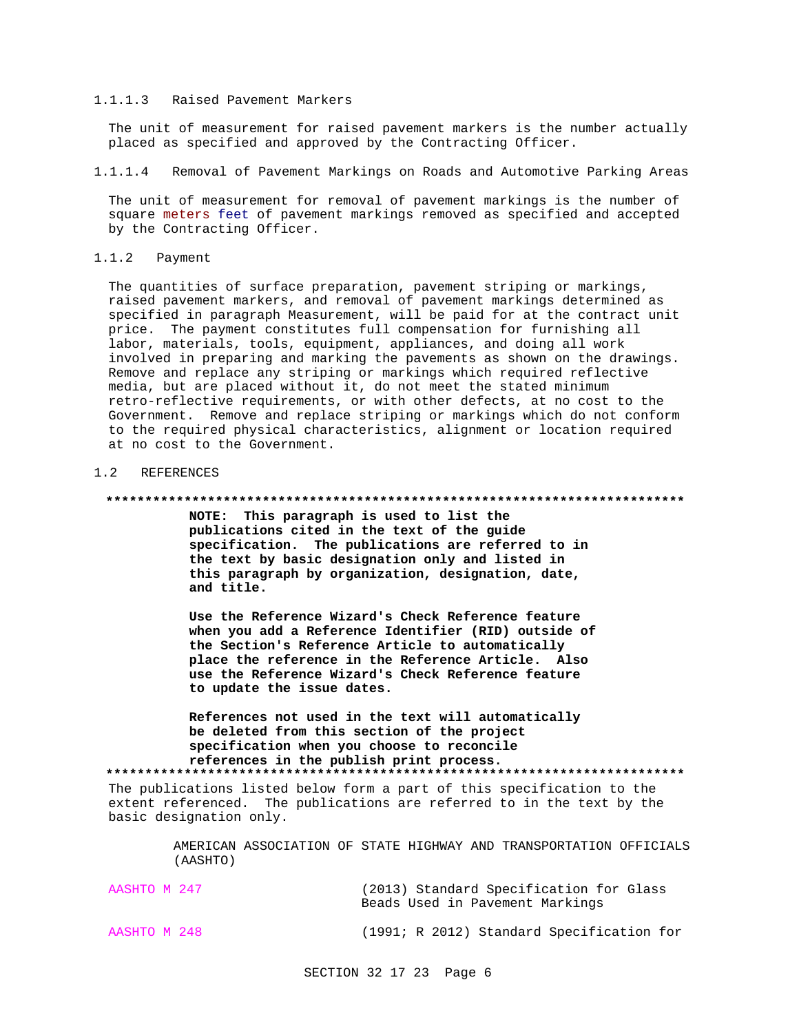#### 1.1.1.3 Raised Pavement Markers

The unit of measurement for raised pavement markers is the number actually placed as specified and approved by the Contracting Officer.

#### 1.1.1.4 Removal of Pavement Markings on Roads and Automotive Parking Areas

The unit of measurement for removal of pavement markings is the number of square meters feet of pavement markings removed as specified and accepted by the Contracting Officer.

### 1.1.2 Payment

The quantities of surface preparation, pavement striping or markings, raised pavement markers, and removal of pavement markings determined as specified in paragraph Measurement, will be paid for at the contract unit price. The payment constitutes full compensation for furnishing all labor, materials, tools, equipment, appliances, and doing all work involved in preparing and marking the pavements as shown on the drawings. Remove and replace any striping or markings which required reflective media, but are placed without it, do not meet the stated minimum retro-reflective requirements, or with other defects, at no cost to the Government. Remove and replace striping or markings which do not conform to the required physical characteristics, alignment or location required at no cost to the Government.

## 1.2 REFERENCES

**************************************************************************

**NOTE: This paragraph is used to list the publications cited in the text of the guide specification. The publications are referred to in the text by basic designation only and listed in this paragraph by organization, designation, date, and title.**

**Use the Reference Wizard's Check Reference feature when you add a Reference Identifier (RID) outside of the Section's Reference Article to automatically place the reference in the Reference Article. Also use the Reference Wizard's Check Reference feature to update the issue dates.**

**References not used in the text will automatically be deleted from this section of the project specification when you choose to reconcile references in the publish print process.**

**************************************************************************

The publications listed below form a part of this specification to the extent referenced. The publications are referred to in the text by the basic designation only.

AMERICAN ASSOCIATION OF STATE HIGHWAY AND TRANSPORTATION OFFICIALS (AASHTO)

| | |
|---|---|
| AASHTO M 247 | (2013) Standard Specification for Glass Beads Used in Pavement Markings |
| AASHTO M 248 | (1991; R 2012) Standard Specification for |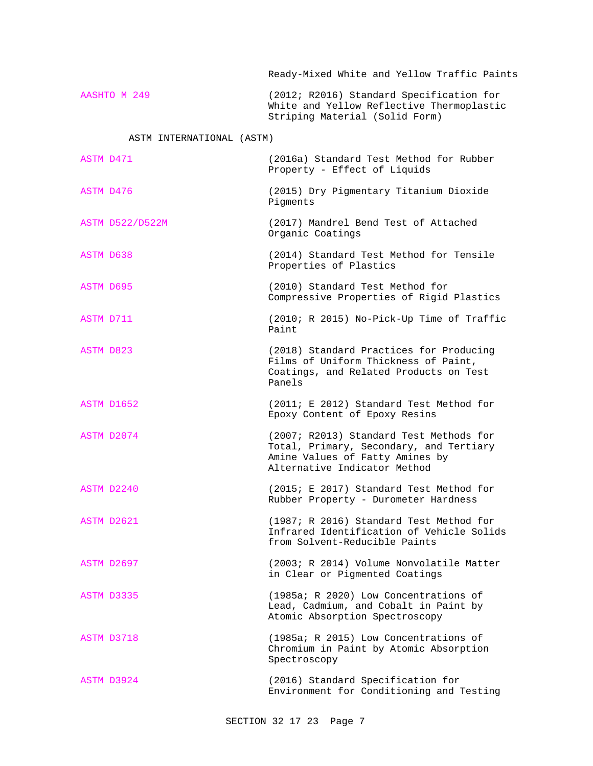Ready-Mixed White and Yellow Traffic Paints

AASHTO M 249 (2012; R2016) Standard Specification for White and Yellow Reflective Thermoplastic Striping Material (Solid Form)

ASTM INTERNATIONAL (ASTM)

ASTM D471 (2016a) Standard Test Method for Rubber Property - Effect of Liquids

ASTM D476 (2015) Dry Pigmentary Titanium Dioxide Pigments

ASTM D522/D522M (2017) Mandrel Bend Test of Attached Organic Coatings

ASTM D638 (2014) Standard Test Method for Tensile Properties of Plastics

ASTM D695 (2010) Standard Test Method for Compressive Properties of Rigid Plastics

ASTM D711 (2010; R 2015) No-Pick-Up Time of Traffic Paint

ASTM D823 (2018) Standard Practices for Producing Films of Uniform Thickness of Paint, Coatings, and Related Products on Test Panels

ASTM D1652 (2011; E 2012) Standard Test Method for Epoxy Content of Epoxy Resins

ASTM D2074 (2007; R2013) Standard Test Methods for Total, Primary, Secondary, and Tertiary Amine Values of Fatty Amines by Alternative Indicator Method

ASTM D2240 (2015; E 2017) Standard Test Method for Rubber Property - Durometer Hardness

ASTM D2621 (1987; R 2016) Standard Test Method for Infrared Identification of Vehicle Solids from Solvent-Reducible Paints

ASTM D2697 (2003; R 2014) Volume Nonvolatile Matter in Clear or Pigmented Coatings

ASTM D3335 (1985a; R 2020) Low Concentrations of Lead, Cadmium, and Cobalt in Paint by Atomic Absorption Spectroscopy

ASTM D3718 (1985a; R 2015) Low Concentrations of Chromium in Paint by Atomic Absorption Spectroscopy

ASTM D3924 (2016) Standard Specification for Environment for Conditioning and Testing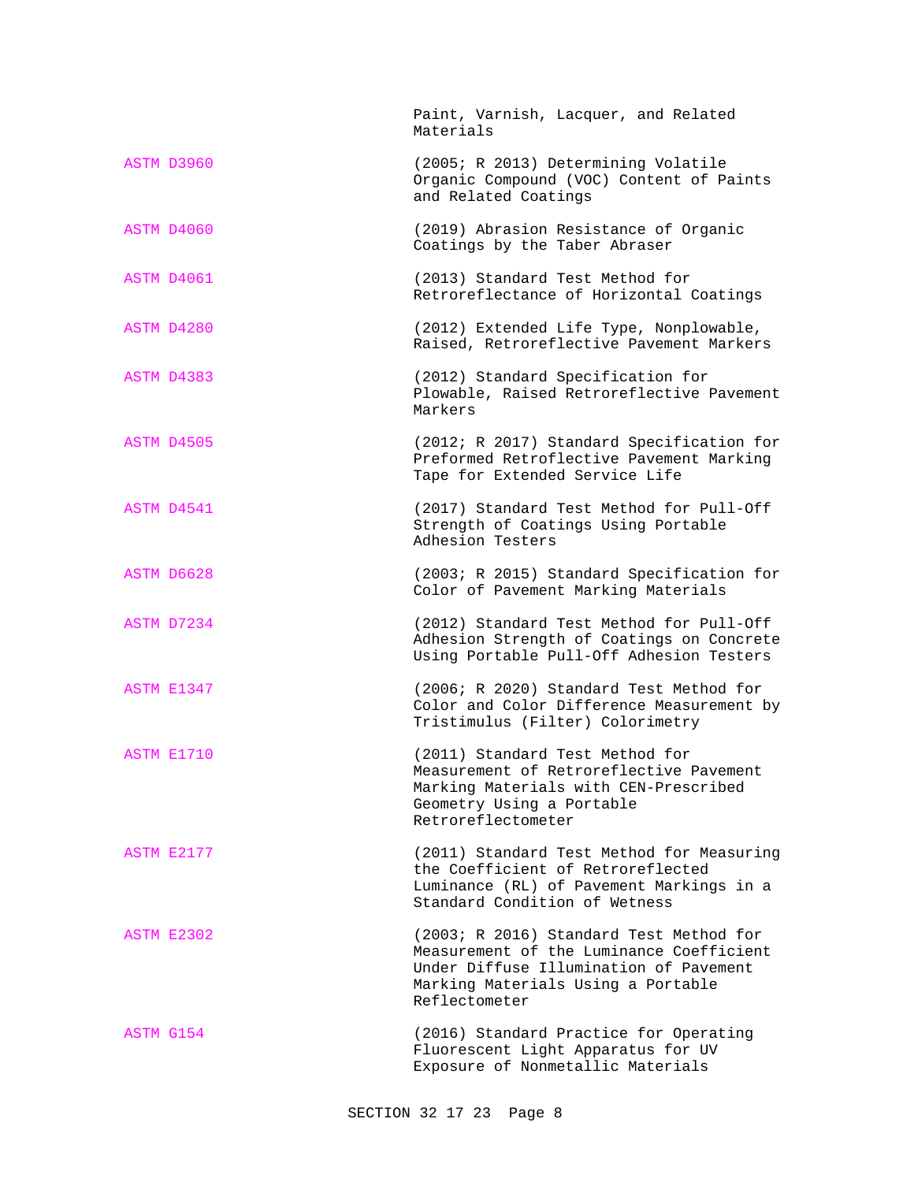Paint, Varnish, Lacquer, and Related Materials

ASTM D3960 (2005; R 2013) Determining Volatile Organic Compound (VOC) Content of Paints and Related Coatings

ASTM D4060 (2019) Abrasion Resistance of Organic Coatings by the Taber Abraser

ASTM D4061 (2013) Standard Test Method for Retroreflectance of Horizontal Coatings

ASTM D4280 (2012) Extended Life Type, Nonplowable, Raised, Retroreflective Pavement Markers

ASTM D4383 (2012) Standard Specification for Plowable, Raised Retroreflective Pavement Markers

ASTM D4505 (2012; R 2017) Standard Specification for Preformed Retroflective Pavement Marking Tape for Extended Service Life

ASTM D4541 (2017) Standard Test Method for Pull-Off Strength of Coatings Using Portable Adhesion Testers

ASTM D6628 (2003; R 2015) Standard Specification for Color of Pavement Marking Materials

ASTM D7234 (2012) Standard Test Method for Pull-Off Adhesion Strength of Coatings on Concrete Using Portable Pull-Off Adhesion Testers

ASTM E1347 (2006; R 2020) Standard Test Method for Color and Color Difference Measurement by Tristimulus (Filter) Colorimetry

ASTM E1710 (2011) Standard Test Method for Measurement of Retroreflective Pavement Marking Materials with CEN-Prescribed Geometry Using a Portable Retroreflectometer

ASTM E2177 (2011) Standard Test Method for Measuring the Coefficient of Retroreflected Luminance (RL) of Pavement Markings in a Standard Condition of Wetness

ASTM E2302 (2003; R 2016) Standard Test Method for Measurement of the Luminance Coefficient Under Diffuse Illumination of Pavement Marking Materials Using a Portable Reflectometer

ASTM G154 (2016) Standard Practice for Operating Fluorescent Light Apparatus for UV Exposure of Nonmetallic Materials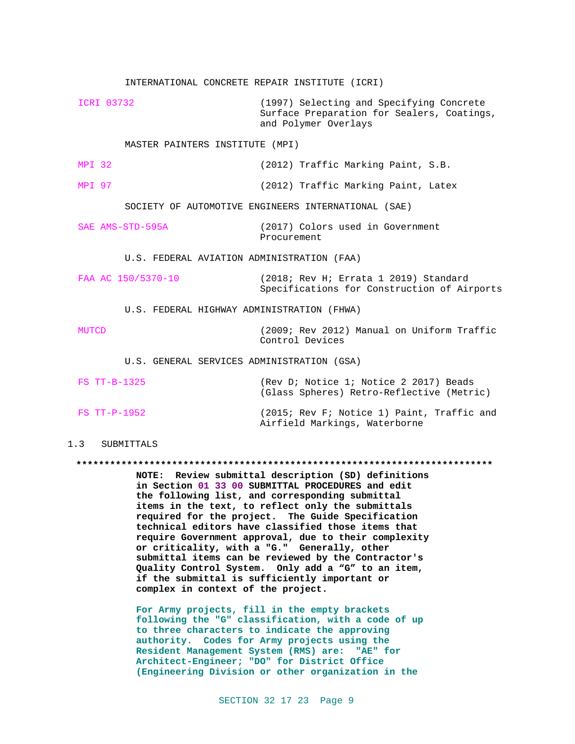INTERNATIONAL CONCRETE REPAIR INSTITUTE (ICRI)

| | |
|---|---|
| ICRI 03732 | (1997) Selecting and Specifying Concrete Surface Preparation for Sealers, Coatings, and Polymer Overlays |

MASTER PAINTERS INSTITUTE (MPI)

| | |
|---|---|
| MPI 32 | (2012) Traffic Marking Paint, S.B. |
| MPI 97 | (2012) Traffic Marking Paint, Latex |

SOCIETY OF AUTOMOTIVE ENGINEERS INTERNATIONAL (SAE)

| | |
|---|---|
| SAE AMS-STD-595A | (2017) Colors used in Government Procurement |

U.S. FEDERAL AVIATION ADMINISTRATION (FAA)

| | |
|---|---|
| FAA AC 150/5370-10 | (2018; Rev H; Errata 1 2019) Standard Specifications for Construction of Airports |

U.S. FEDERAL HIGHWAY ADMINISTRATION (FHWA)

| | |
|---|---|
| MUTCD | (2009; Rev 2012) Manual on Uniform Traffic Control Devices |

U.S. GENERAL SERVICES ADMINISTRATION (GSA)

| | |
|---|---|
| FS TT-B-1325 | (Rev D; Notice 1; Notice 2 2017) Beads (Glass Spheres) Retro-Reflective (Metric) |
| FS TT-P-1952 | (2015; Rev F; Notice 1) Paint, Traffic and Airfield Markings, Waterborne |

## 1.3 SUBMITTALS

**************************************************************************

**NOTE: Review submittal description (SD) definitions in Section 01 33 00 SUBMITTAL PROCEDURES and edit the following list, and corresponding submittal items in the text, to reflect only the submittals required for the project. The Guide Specification technical editors have classified those items that require Government approval, due to their complexity or criticality, with a "G." Generally, other submittal items can be reviewed by the Contractor's Quality Control System. Only add a "G" to an item, if the submittal is sufficiently important or complex in context of the project.**

**For Army projects, fill in the empty brackets following the "G" classification, with a code of up to three characters to indicate the approving authority. Codes for Army projects using the Resident Management System (RMS) are: "AE" for Architect-Engineer; "DO" for District Office (Engineering Division or other organization in the**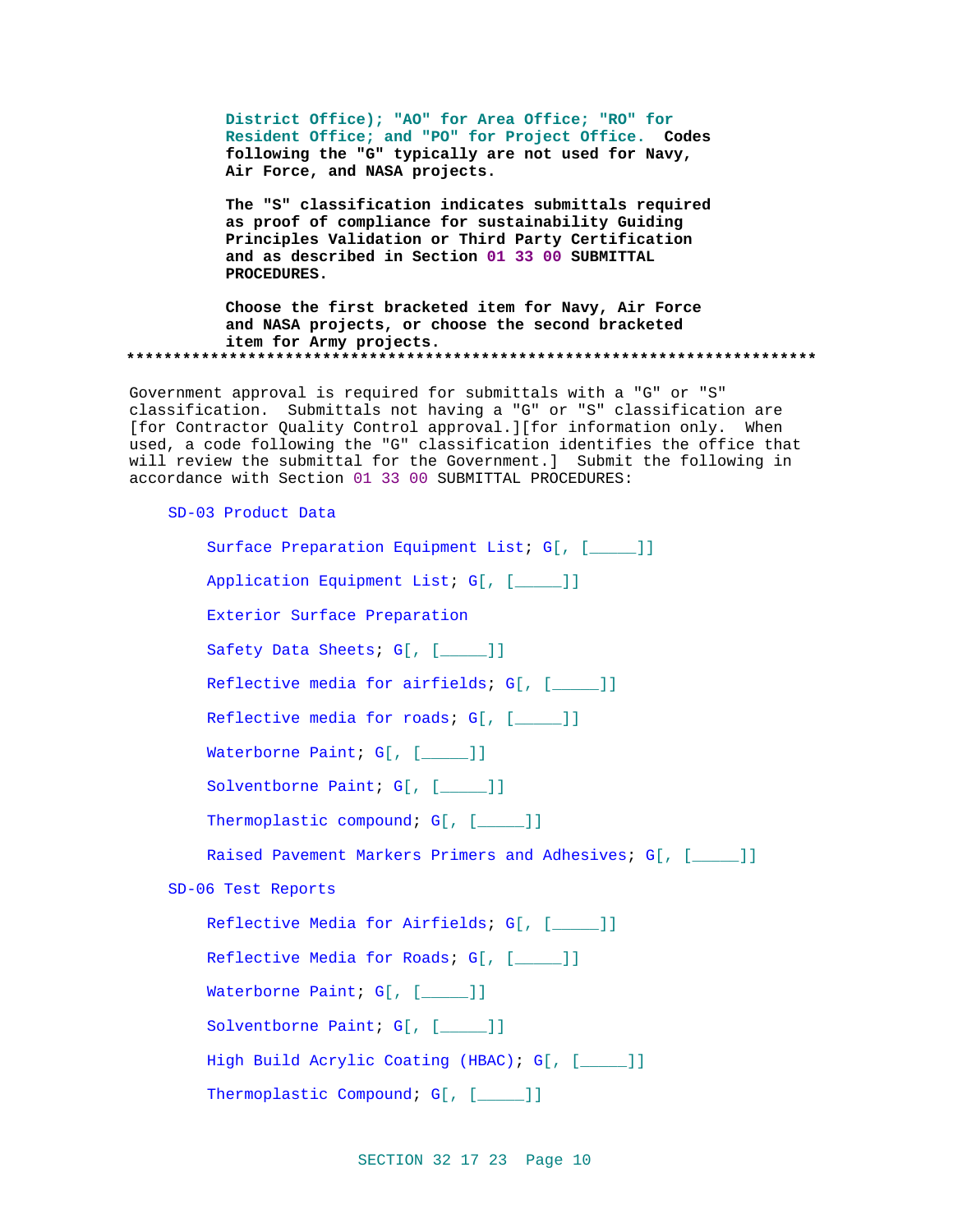District Office); "AO" for Area Office; "RO" for Resident Office; and "PO" for Project Office. Codes following the "G" typically are not used for Navy, Air Force, and NASA projects.

The "S" classification indicates submittals required as proof of compliance for sustainability Guiding Principles Validation or Third Party Certification and as described in Section 01 33 00 SUBMITTAL PROCEDURES.

Choose the first bracketed item for Navy, Air Force and NASA projects, or choose the second bracketed item for Army projects.
**************************************************************************

Government approval is required for submittals with a "G" or "S" classification. Submittals not having a "G" or "S" classification are [for Contractor Quality Control approval.][for information only. When used, a code following the "G" classification identifies the office that will review the submittal for the Government.] Submit the following in accordance with Section 01 33 00 SUBMITTAL PROCEDURES:

SD-03 Product Data

Surface Preparation Equipment List; G[, [_____]]

Application Equipment List; G[, [_____]]

Exterior Surface Preparation

Safety Data Sheets; G[, [_____]]

Reflective media for airfields; G[, [_____]]

Reflective media for roads; G[, [_____]]

Waterborne Paint; G[, [_____]]

Solventborne Paint; G[, [_____]]

Thermoplastic compound; G[, [_____]]

Raised Pavement Markers Primers and Adhesives; G[, [_____]]

SD-06 Test Reports

Reflective Media for Airfields; G[, [_____]]

Reflective Media for Roads; G[, [_____]]

Waterborne Paint; G[, [_____]]

Solventborne Paint; G[, [_____]]

High Build Acrylic Coating (HBAC); G[, [_____]]

Thermoplastic Compound; G[, [_____]]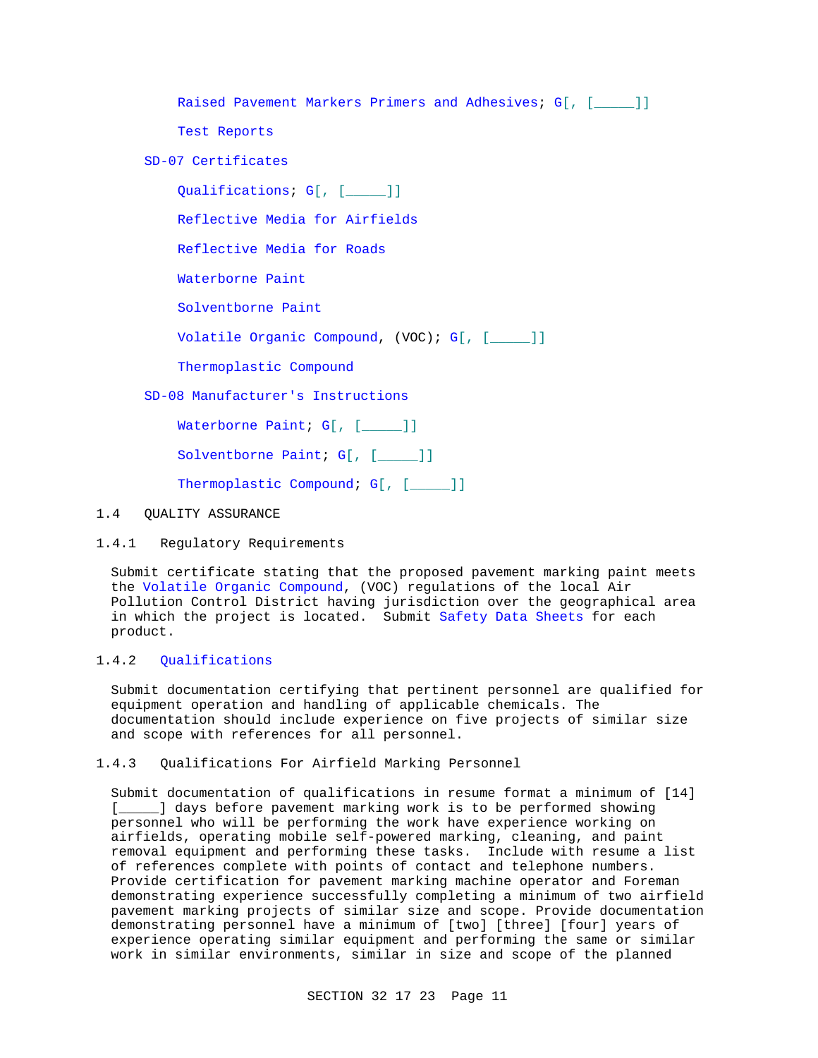Raised Pavement Markers Primers and Adhesives; G[, [_____]]

Test Reports

SD-07 Certificates

Qualifications; G[, [_____]]

Reflective Media for Airfields

Reflective Media for Roads

Waterborne Paint

Solventborne Paint

Volatile Organic Compound, (VOC); G[, [_____]]

Thermoplastic Compound

SD-08 Manufacturer's Instructions

Waterborne Paint; G[, [_____]]

Solventborne Paint; G[, [_____]]

Thermoplastic Compound; G[, [_____]]

## 1.4 QUALITY ASSURANCE

### 1.4.1 Regulatory Requirements

Submit certificate stating that the proposed pavement marking paint meets the Volatile Organic Compound, (VOC) regulations of the local Air Pollution Control District having jurisdiction over the geographical area in which the project is located. Submit Safety Data Sheets for each product.

### 1.4.2 Qualifications

Submit documentation certifying that pertinent personnel are qualified for equipment operation and handling of applicable chemicals. The documentation should include experience on five projects of similar size and scope with references for all personnel.

### 1.4.3 Qualifications For Airfield Marking Personnel

Submit documentation of qualifications in resume format a minimum of [14] [_____] days before pavement marking work is to be performed showing personnel who will be performing the work have experience working on airfields, operating mobile self-powered marking, cleaning, and paint removal equipment and performing these tasks. Include with resume a list of references complete with points of contact and telephone numbers. Provide certification for pavement marking machine operator and Foreman demonstrating experience successfully completing a minimum of two airfield pavement marking projects of similar size and scope. Provide documentation demonstrating personnel have a minimum of [two] [three] [four] years of experience operating similar equipment and performing the same or similar work in similar environments, similar in size and scope of the planned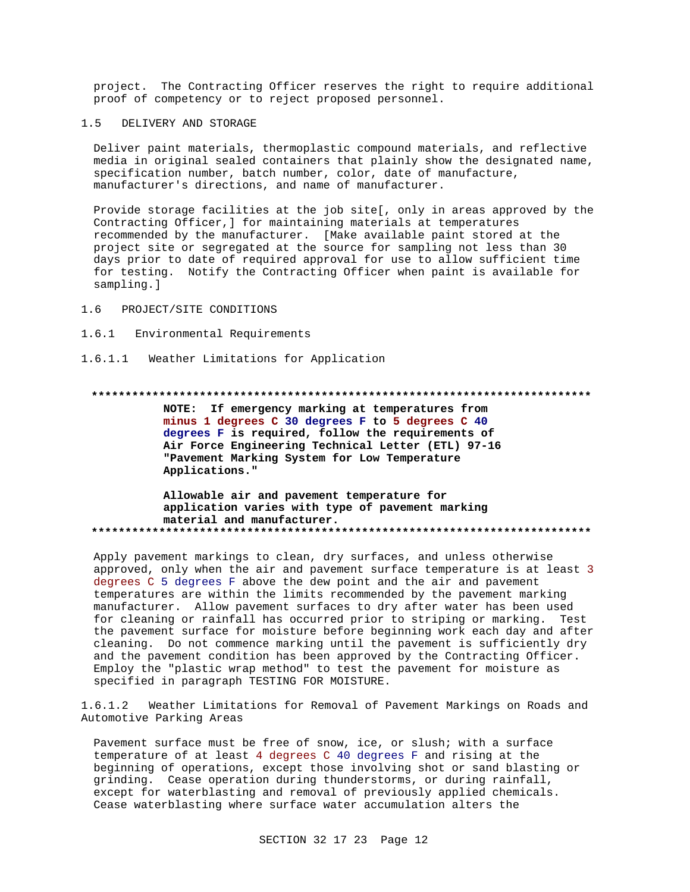project. The Contracting Officer reserves the right to require additional proof of competency or to reject proposed personnel.

## 1.5 DELIVERY AND STORAGE

Deliver paint materials, thermoplastic compound materials, and reflective media in original sealed containers that plainly show the designated name, specification number, batch number, color, date of manufacture, manufacturer's directions, and name of manufacturer.

Provide storage facilities at the job site[, only in areas approved by the Contracting Officer,] for maintaining materials at temperatures recommended by the manufacturer. [Make available paint stored at the project site or segregated at the source for sampling not less than 30 days prior to date of required approval for use to allow sufficient time for testing. Notify the Contracting Officer when paint is available for sampling.]

## 1.6 PROJECT/SITE CONDITIONS

### 1.6.1 Environmental Requirements

#### 1.6.1.1 Weather Limitations for Application

**************************************************************************

**NOTE: If emergency marking at temperatures from minus 1 degrees C 30 degrees F to 5 degrees C 40 degrees F is required, follow the requirements of Air Force Engineering Technical Letter (ETL) 97-16 "Pavement Marking System for Low Temperature Applications."**

**Allowable air and pavement temperature for application varies with type of pavement marking material and manufacturer.**

**************************************************************************

Apply pavement markings to clean, dry surfaces, and unless otherwise approved, only when the air and pavement surface temperature is at least 3 degrees C 5 degrees F above the dew point and the air and pavement temperatures are within the limits recommended by the pavement marking manufacturer. Allow pavement surfaces to dry after water has been used for cleaning or rainfall has occurred prior to striping or marking. Test the pavement surface for moisture before beginning work each day and after cleaning. Do not commence marking until the pavement is sufficiently dry and the pavement condition has been approved by the Contracting Officer. Employ the "plastic wrap method" to test the pavement for moisture as specified in paragraph TESTING FOR MOISTURE.

#### 1.6.1.2 Weather Limitations for Removal of Pavement Markings on Roads and Automotive Parking Areas

Pavement surface must be free of snow, ice, or slush; with a surface temperature of at least 4 degrees C 40 degrees F and rising at the beginning of operations, except those involving shot or sand blasting or grinding. Cease operation during thunderstorms, or during rainfall, except for waterblasting and removal of previously applied chemicals. Cease waterblasting where surface water accumulation alters the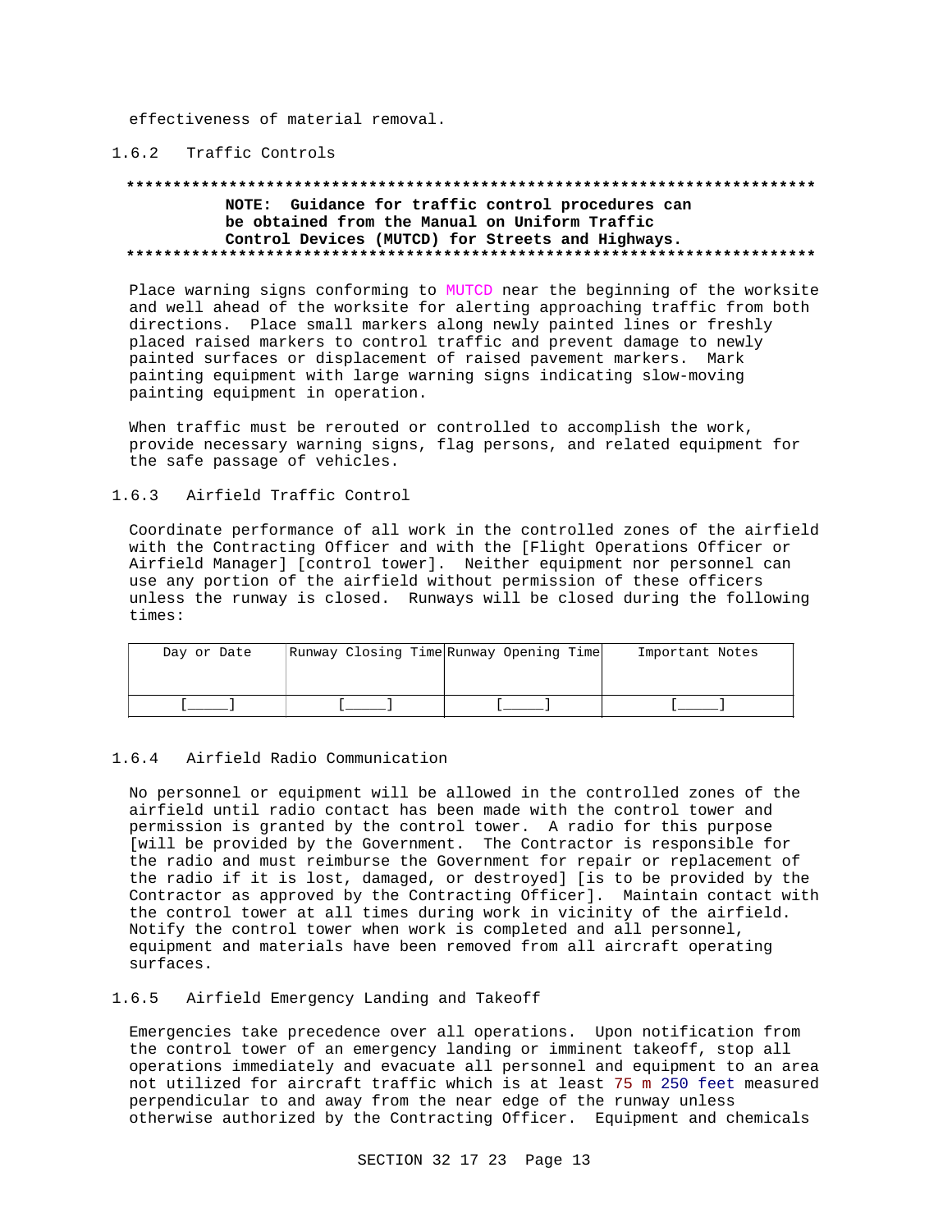effectiveness of material removal.

### 1.6.2 Traffic Controls

**************************************************************************

**NOTE: Guidance for traffic control procedures can be obtained from the Manual on Uniform Traffic Control Devices (MUTCD) for Streets and Highways.**

**************************************************************************

Place warning signs conforming to MUTCD near the beginning of the worksite and well ahead of the worksite for alerting approaching traffic from both directions. Place small markers along newly painted lines or freshly placed raised markers to control traffic and prevent damage to newly painted surfaces or displacement of raised pavement markers. Mark painting equipment with large warning signs indicating slow-moving painting equipment in operation.

When traffic must be rerouted or controlled to accomplish the work, provide necessary warning signs, flag persons, and related equipment for the safe passage of vehicles.

### 1.6.3 Airfield Traffic Control

Coordinate performance of all work in the controlled zones of the airfield with the Contracting Officer and with the [Flight Operations Officer or Airfield Manager] [control tower]. Neither equipment nor personnel can use any portion of the airfield without permission of these officers unless the runway is closed. Runways will be closed during the following times:

| Day or Date | Runway Closing Time | Runway Opening Time | Important Notes |
|---|---|---|---|
| [_____] | [_____] | [_____] | [_____] |

### 1.6.4 Airfield Radio Communication

No personnel or equipment will be allowed in the controlled zones of the airfield until radio contact has been made with the control tower and permission is granted by the control tower. A radio for this purpose [will be provided by the Government. The Contractor is responsible for the radio and must reimburse the Government for repair or replacement of the radio if it is lost, damaged, or destroyed] [is to be provided by the Contractor as approved by the Contracting Officer]. Maintain contact with the control tower at all times during work in vicinity of the airfield. Notify the control tower when work is completed and all personnel, equipment and materials have been removed from all aircraft operating surfaces.

### 1.6.5 Airfield Emergency Landing and Takeoff

Emergencies take precedence over all operations. Upon notification from the control tower of an emergency landing or imminent takeoff, stop all operations immediately and evacuate all personnel and equipment to an area not utilized for aircraft traffic which is at least 75 m 250 feet measured perpendicular to and away from the near edge of the runway unless otherwise authorized by the Contracting Officer. Equipment and chemicals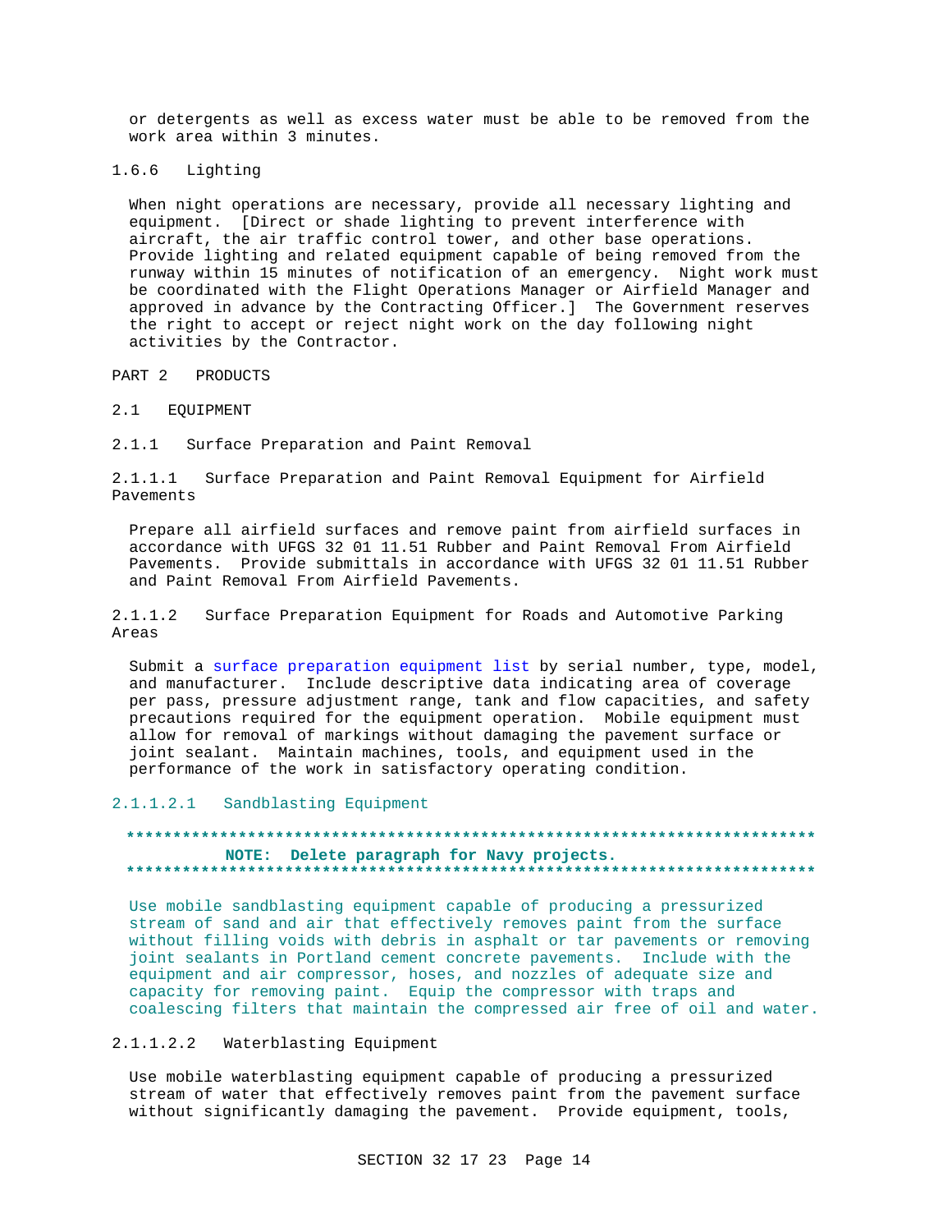or detergents as well as excess water must be able to be removed from the work area within 3 minutes.

#### 1.6.6 Lighting

When night operations are necessary, provide all necessary lighting and equipment. [Direct or shade lighting to prevent interference with aircraft, the air traffic control tower, and other base operations. Provide lighting and related equipment capable of being removed from the runway within 15 minutes of notification of an emergency. Night work must be coordinated with the Flight Operations Manager or Airfield Manager and approved in advance by the Contracting Officer.] The Government reserves the right to accept or reject night work on the day following night activities by the Contractor.

## PART 2 PRODUCTS

### 2.1 EQUIPMENT

#### 2.1.1 Surface Preparation and Paint Removal

##### 2.1.1.1 Surface Preparation and Paint Removal Equipment for Airfield Pavements

Prepare all airfield surfaces and remove paint from airfield surfaces in accordance with UFGS 32 01 11.51 Rubber and Paint Removal From Airfield Pavements. Provide submittals in accordance with UFGS 32 01 11.51 Rubber and Paint Removal From Airfield Pavements.

##### 2.1.1.2 Surface Preparation Equipment for Roads and Automotive Parking Areas

Submit a surface preparation equipment list by serial number, type, model, and manufacturer. Include descriptive data indicating area of coverage per pass, pressure adjustment range, tank and flow capacities, and safety precautions required for the equipment operation. Mobile equipment must allow for removal of markings without damaging the pavement surface or joint sealant. Maintain machines, tools, and equipment used in the performance of the work in satisfactory operating condition.

###### 2.1.1.2.1 Sandblasting Equipment

**************************************************************************
**NOTE: Delete paragraph for Navy projects.**
**************************************************************************

Use mobile sandblasting equipment capable of producing a pressurized stream of sand and air that effectively removes paint from the surface without filling voids with debris in asphalt or tar pavements or removing joint sealants in Portland cement concrete pavements. Include with the equipment and air compressor, hoses, and nozzles of adequate size and capacity for removing paint. Equip the compressor with traps and coalescing filters that maintain the compressed air free of oil and water.

###### 2.1.1.2.2 Waterblasting Equipment

Use mobile waterblasting equipment capable of producing a pressurized stream of water that effectively removes paint from the pavement surface without significantly damaging the pavement. Provide equipment, tools,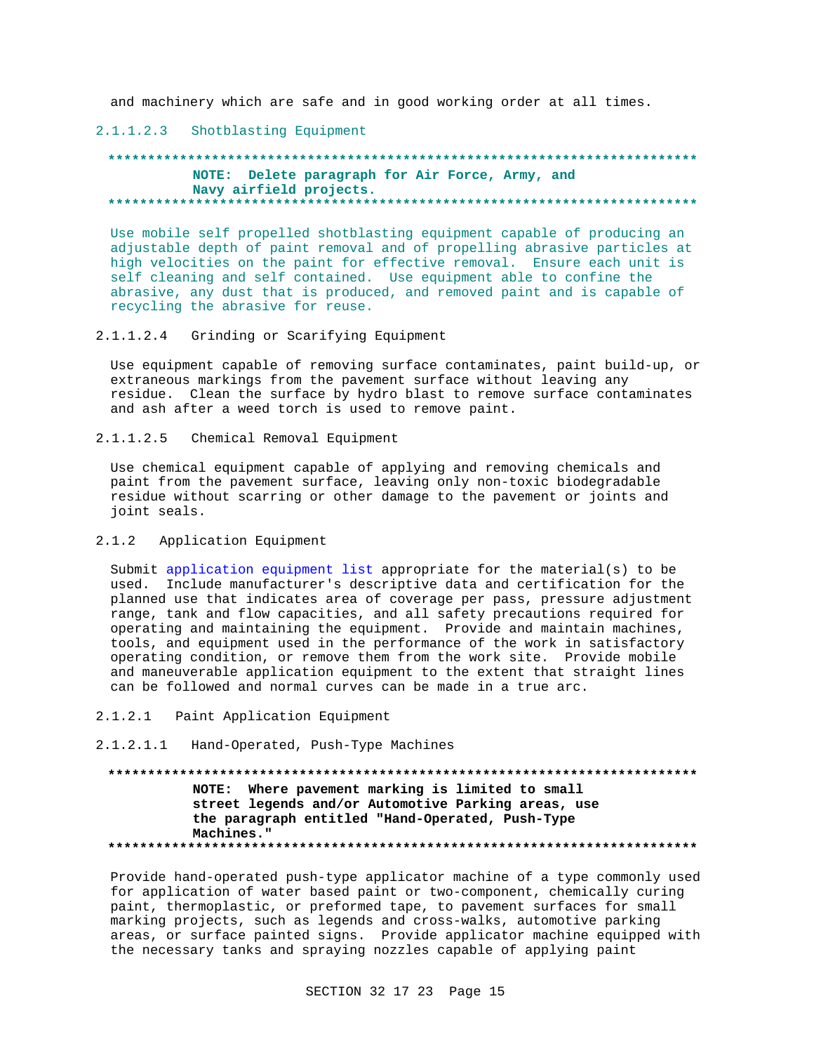and machinery which are safe and in good working order at all times.

#### 2.1.1.2.3 Shotblasting Equipment

**************************************************************************
**NOTE: Delete paragraph for Air Force, Army, and Navy airfield projects.**
**************************************************************************

Use mobile self propelled shotblasting equipment capable of producing an adjustable depth of paint removal and of propelling abrasive particles at high velocities on the paint for effective removal. Ensure each unit is self cleaning and self contained. Use equipment able to confine the abrasive, any dust that is produced, and removed paint and is capable of recycling the abrasive for reuse.

#### 2.1.1.2.4 Grinding or Scarifying Equipment

Use equipment capable of removing surface contaminates, paint build-up, or extraneous markings from the pavement surface without leaving any residue. Clean the surface by hydro blast to remove surface contaminates and ash after a weed torch is used to remove paint.

#### 2.1.1.2.5 Chemical Removal Equipment

Use chemical equipment capable of applying and removing chemicals and paint from the pavement surface, leaving only non-toxic biodegradable residue without scarring or other damage to the pavement or joints and joint seals.

### 2.1.2 Application Equipment

Submit application equipment list appropriate for the material(s) to be used. Include manufacturer's descriptive data and certification for the planned use that indicates area of coverage per pass, pressure adjustment range, tank and flow capacities, and all safety precautions required for operating and maintaining the equipment. Provide and maintain machines, tools, and equipment used in the performance of the work in satisfactory operating condition, or remove them from the work site. Provide mobile and maneuverable application equipment to the extent that straight lines can be followed and normal curves can be made in a true arc.

#### 2.1.2.1 Paint Application Equipment

#### 2.1.2.1.1 Hand-Operated, Push-Type Machines

**************************************************************************
**NOTE: Where pavement marking is limited to small street legends and/or Automotive Parking areas, use the paragraph entitled "Hand-Operated, Push-Type Machines."**
**************************************************************************

Provide hand-operated push-type applicator machine of a type commonly used for application of water based paint or two-component, chemically curing paint, thermoplastic, or preformed tape, to pavement surfaces for small marking projects, such as legends and cross-walks, automotive parking areas, or surface painted signs. Provide applicator machine equipped with the necessary tanks and spraying nozzles capable of applying paint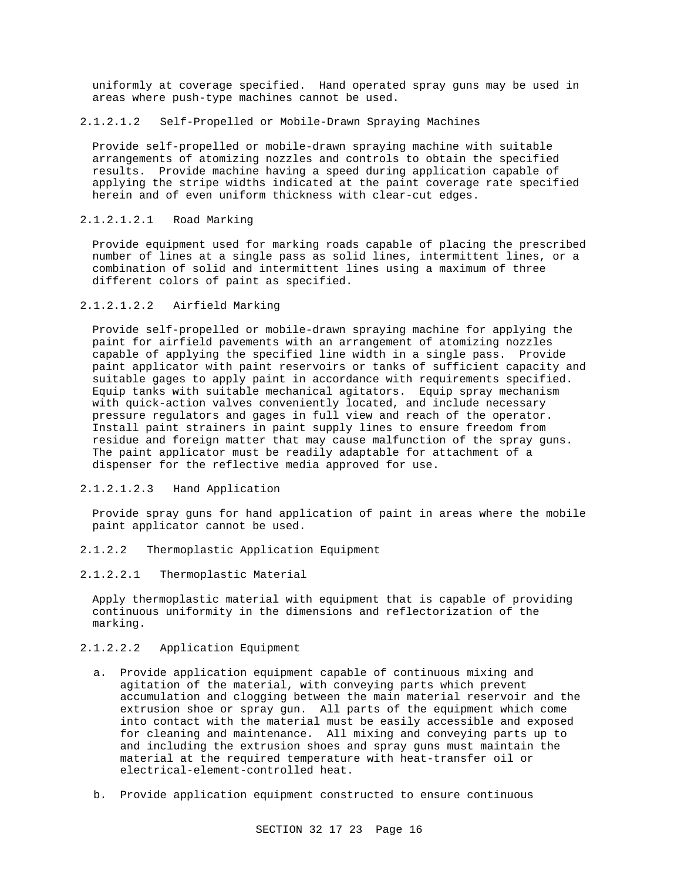uniformly at coverage specified. Hand operated spray guns may be used in areas where push-type machines cannot be used.

2.1.2.1.2 Self-Propelled or Mobile-Drawn Spraying Machines

Provide self-propelled or mobile-drawn spraying machine with suitable arrangements of atomizing nozzles and controls to obtain the specified results. Provide machine having a speed during application capable of applying the stripe widths indicated at the paint coverage rate specified herein and of even uniform thickness with clear-cut edges.

2.1.2.1.2.1 Road Marking

Provide equipment used for marking roads capable of placing the prescribed number of lines at a single pass as solid lines, intermittent lines, or a combination of solid and intermittent lines using a maximum of three different colors of paint as specified.

2.1.2.1.2.2 Airfield Marking

Provide self-propelled or mobile-drawn spraying machine for applying the paint for airfield pavements with an arrangement of atomizing nozzles capable of applying the specified line width in a single pass. Provide paint applicator with paint reservoirs or tanks of sufficient capacity and suitable gages to apply paint in accordance with requirements specified. Equip tanks with suitable mechanical agitators. Equip spray mechanism with quick-action valves conveniently located, and include necessary pressure regulators and gages in full view and reach of the operator. Install paint strainers in paint supply lines to ensure freedom from residue and foreign matter that may cause malfunction of the spray guns. The paint applicator must be readily adaptable for attachment of a dispenser for the reflective media approved for use.

2.1.2.1.2.3 Hand Application

Provide spray guns for hand application of paint in areas where the mobile paint applicator cannot be used.

2.1.2.2 Thermoplastic Application Equipment

2.1.2.2.1 Thermoplastic Material

Apply thermoplastic material with equipment that is capable of providing continuous uniformity in the dimensions and reflectorization of the marking.

2.1.2.2.2 Application Equipment

a. Provide application equipment capable of continuous mixing and agitation of the material, with conveying parts which prevent accumulation and clogging between the main material reservoir and the extrusion shoe or spray gun. All parts of the equipment which come into contact with the material must be easily accessible and exposed for cleaning and maintenance. All mixing and conveying parts up to and including the extrusion shoes and spray guns must maintain the material at the required temperature with heat-transfer oil or electrical-element-controlled heat.

b. Provide application equipment constructed to ensure continuous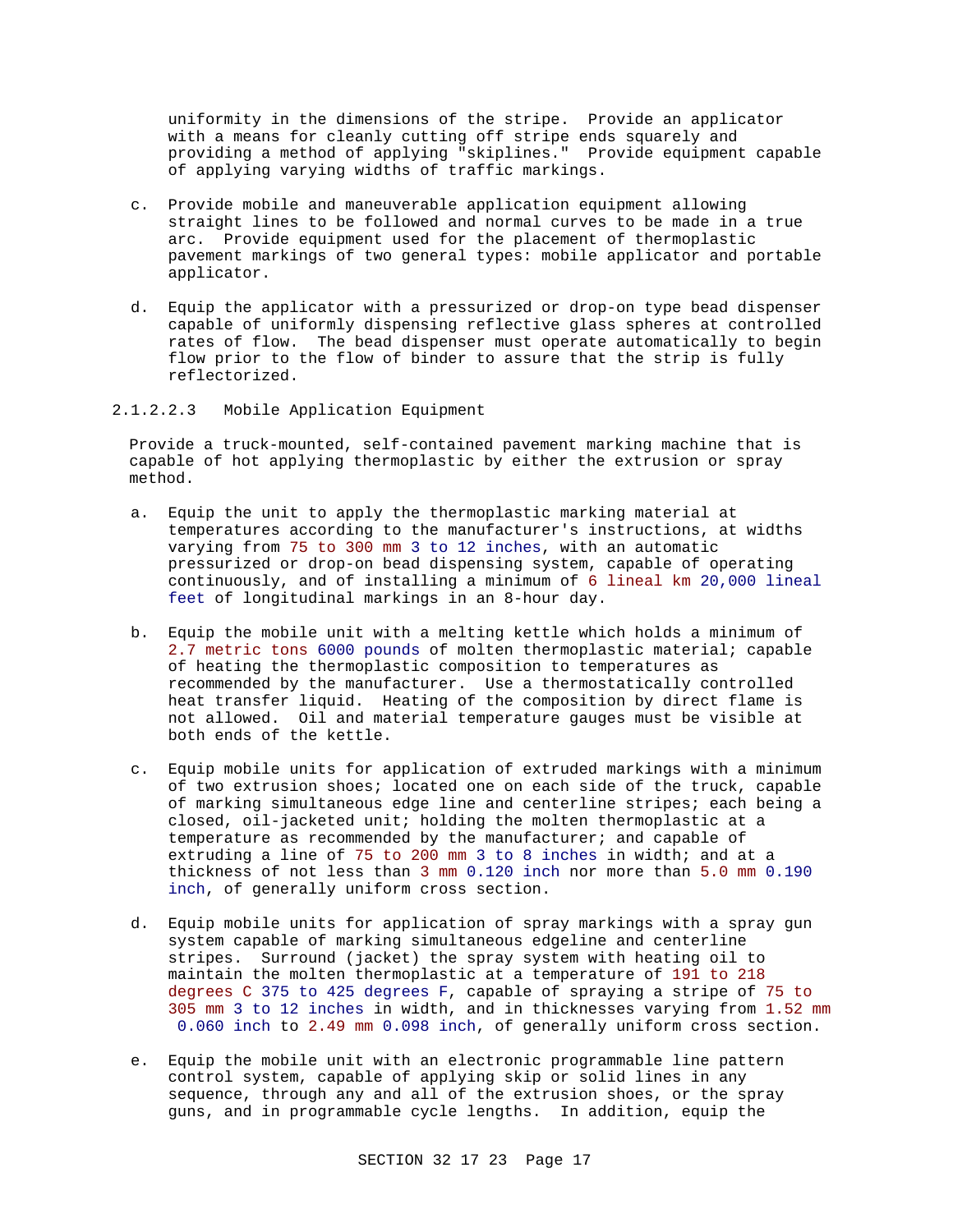uniformity in the dimensions of the stripe. Provide an applicator with a means for cleanly cutting off stripe ends squarely and providing a method of applying "skiplines." Provide equipment capable of applying varying widths of traffic markings.

c. Provide mobile and maneuverable application equipment allowing straight lines to be followed and normal curves to be made in a true arc. Provide equipment used for the placement of thermoplastic pavement markings of two general types: mobile applicator and portable applicator.

d. Equip the applicator with a pressurized or drop-on type bead dispenser capable of uniformly dispensing reflective glass spheres at controlled rates of flow. The bead dispenser must operate automatically to begin flow prior to the flow of binder to assure that the strip is fully reflectorized.

#### 2.1.2.2.3 Mobile Application Equipment

Provide a truck-mounted, self-contained pavement marking machine that is capable of hot applying thermoplastic by either the extrusion or spray method.

a. Equip the unit to apply the thermoplastic marking material at temperatures according to the manufacturer's instructions, at widths varying from 75 to 300 mm 3 to 12 inches, with an automatic pressurized or drop-on bead dispensing system, capable of operating continuously, and of installing a minimum of 6 lineal km 20,000 lineal feet of longitudinal markings in an 8-hour day.

b. Equip the mobile unit with a melting kettle which holds a minimum of 2.7 metric tons 6000 pounds of molten thermoplastic material; capable of heating the thermoplastic composition to temperatures as recommended by the manufacturer. Use a thermostatically controlled heat transfer liquid. Heating of the composition by direct flame is not allowed. Oil and material temperature gauges must be visible at both ends of the kettle.

c. Equip mobile units for application of extruded markings with a minimum of two extrusion shoes; located one on each side of the truck, capable of marking simultaneous edge line and centerline stripes; each being a closed, oil-jacketed unit; holding the molten thermoplastic at a temperature as recommended by the manufacturer; and capable of extruding a line of 75 to 200 mm 3 to 8 inches in width; and at a thickness of not less than 3 mm 0.120 inch nor more than 5.0 mm 0.190 inch, of generally uniform cross section.

d. Equip mobile units for application of spray markings with a spray gun system capable of marking simultaneous edgeline and centerline stripes. Surround (jacket) the spray system with heating oil to maintain the molten thermoplastic at a temperature of 191 to 218 degrees C 375 to 425 degrees F, capable of spraying a stripe of 75 to 305 mm 3 to 12 inches in width, and in thicknesses varying from 1.52 mm 0.060 inch to 2.49 mm 0.098 inch, of generally uniform cross section.

e. Equip the mobile unit with an electronic programmable line pattern control system, capable of applying skip or solid lines in any sequence, through any and all of the extrusion shoes, or the spray guns, and in programmable cycle lengths. In addition, equip the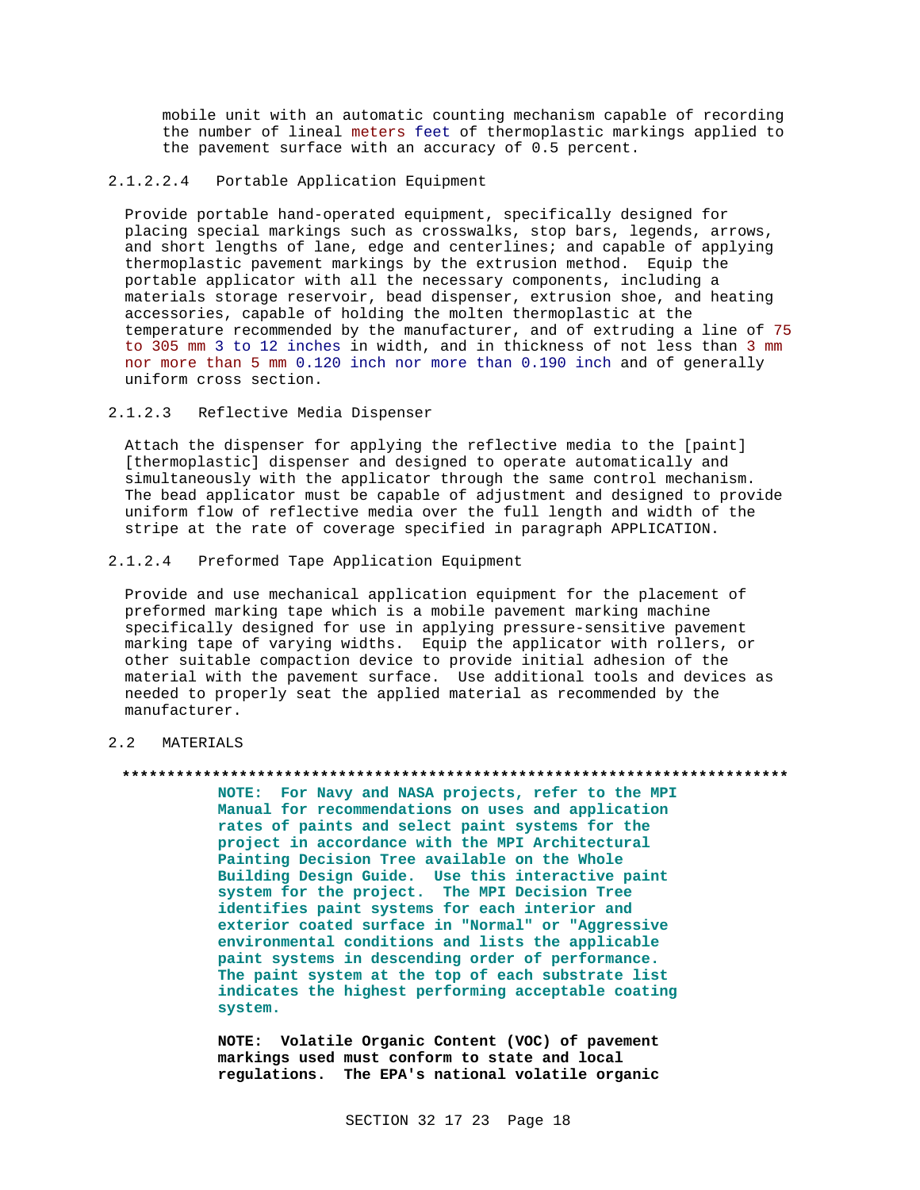mobile unit with an automatic counting mechanism capable of recording the number of lineal meters feet of thermoplastic markings applied to the pavement surface with an accuracy of 0.5 percent.

##### 2.1.2.2.4 Portable Application Equipment

Provide portable hand-operated equipment, specifically designed for placing special markings such as crosswalks, stop bars, legends, arrows, and short lengths of lane, edge and centerlines; and capable of applying thermoplastic pavement markings by the extrusion method. Equip the portable applicator with all the necessary components, including a materials storage reservoir, bead dispenser, extrusion shoe, and heating accessories, capable of holding the molten thermoplastic at the temperature recommended by the manufacturer, and of extruding a line of 75 to 305 mm 3 to 12 inches in width, and in thickness of not less than 3 mm nor more than 5 mm 0.120 inch nor more than 0.190 inch and of generally uniform cross section.

#### 2.1.2.3 Reflective Media Dispenser

Attach the dispenser for applying the reflective media to the [paint] [thermoplastic] dispenser and designed to operate automatically and simultaneously with the applicator through the same control mechanism. The bead applicator must be capable of adjustment and designed to provide uniform flow of reflective media over the full length and width of the stripe at the rate of coverage specified in paragraph APPLICATION.

#### 2.1.2.4 Preformed Tape Application Equipment

Provide and use mechanical application equipment for the placement of preformed marking tape which is a mobile pavement marking machine specifically designed for use in applying pressure-sensitive pavement marking tape of varying widths. Equip the applicator with rollers, or other suitable compaction device to provide initial adhesion of the material with the pavement surface. Use additional tools and devices as needed to properly seat the applied material as recommended by the manufacturer.

## 2.2 MATERIALS

**************************************************************************

**NOTE: For Navy and NASA projects, refer to the MPI Manual for recommendations on uses and application rates of paints and select paint systems for the project in accordance with the MPI Architectural Painting Decision Tree available on the Whole Building Design Guide. Use this interactive paint system for the project. The MPI Decision Tree identifies paint systems for each interior and exterior coated surface in "Normal" or "Aggressive environmental conditions and lists the applicable paint systems in descending order of performance. The paint system at the top of each substrate list indicates the highest performing acceptable coating system.**

**NOTE: Volatile Organic Content (VOC) of pavement markings used must conform to state and local regulations. The EPA's national volatile organic**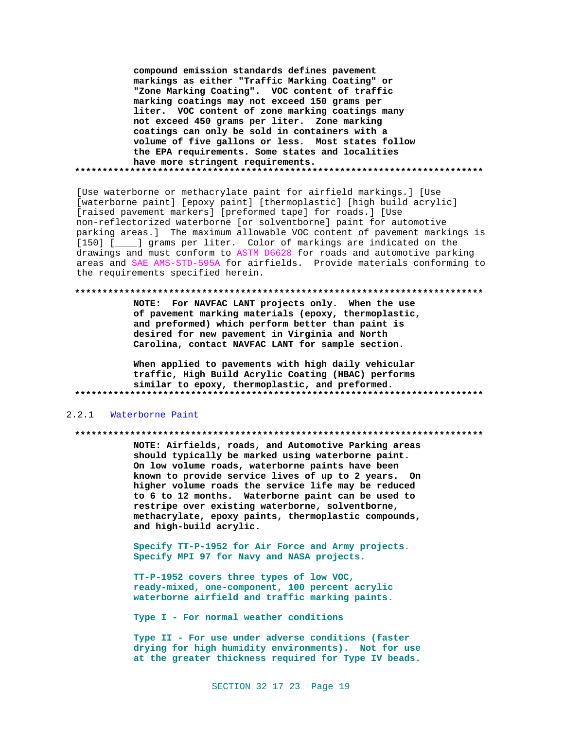**compound emission standards defines pavement markings as either "Traffic Marking Coating" or "Zone Marking Coating". VOC content of traffic marking coatings may not exceed 150 grams per liter. VOC content of zone marking coatings many not exceed 450 grams per liter. Zone marking coatings can only be sold in containers with a volume of five gallons or less. Most states follow the EPA requirements. Some states and localities have more stringent requirements.**

**************************************************************************

[Use waterborne or methacrylate paint for airfield markings.] [Use [waterborne paint] [epoxy paint] [thermoplastic] [high build acrylic] [raised pavement markers] [preformed tape] for roads.] [Use non-reflectorized waterborne [or solventborne] paint for automotive parking areas.] The maximum allowable VOC content of pavement markings is [150] [____] grams per liter. Color of markings are indicated on the drawings and must conform to ASTM D6628 for roads and automotive parking areas and SAE AMS-STD-595A for airfields. Provide materials conforming to the requirements specified herein.

**************************************************************************

**NOTE: For NAVFAC LANT projects only. When the use of pavement marking materials (epoxy, thermoplastic, and preformed) which perform better than paint is desired for new pavement in Virginia and North Carolina, contact NAVFAC LANT for sample section.**

**When applied to pavements with high daily vehicular traffic, High Build Acrylic Coating (HBAC) performs similar to epoxy, thermoplastic, and preformed.**

**************************************************************************

### 2.2.1 Waterborne Paint

**************************************************************************

**NOTE: Airfields, roads, and Automotive Parking areas should typically be marked using waterborne paint. On low volume roads, waterborne paints have been known to provide service lives of up to 2 years. On higher volume roads the service life may be reduced to 6 to 12 months. Waterborne paint can be used to restripe over existing waterborne, solventborne, methacrylate, epoxy paints, thermoplastic compounds, and high-build acrylic.**

**Specify TT-P-1952 for Air Force and Army projects. Specify MPI 97 for Navy and NASA projects.**

**TT-P-1952 covers three types of low VOC, ready-mixed, one-component, 100 percent acrylic waterborne airfield and traffic marking paints.**

**Type I - For normal weather conditions**

**Type II - For use under adverse conditions (faster drying for high humidity environments). Not for use at the greater thickness required for Type IV beads.**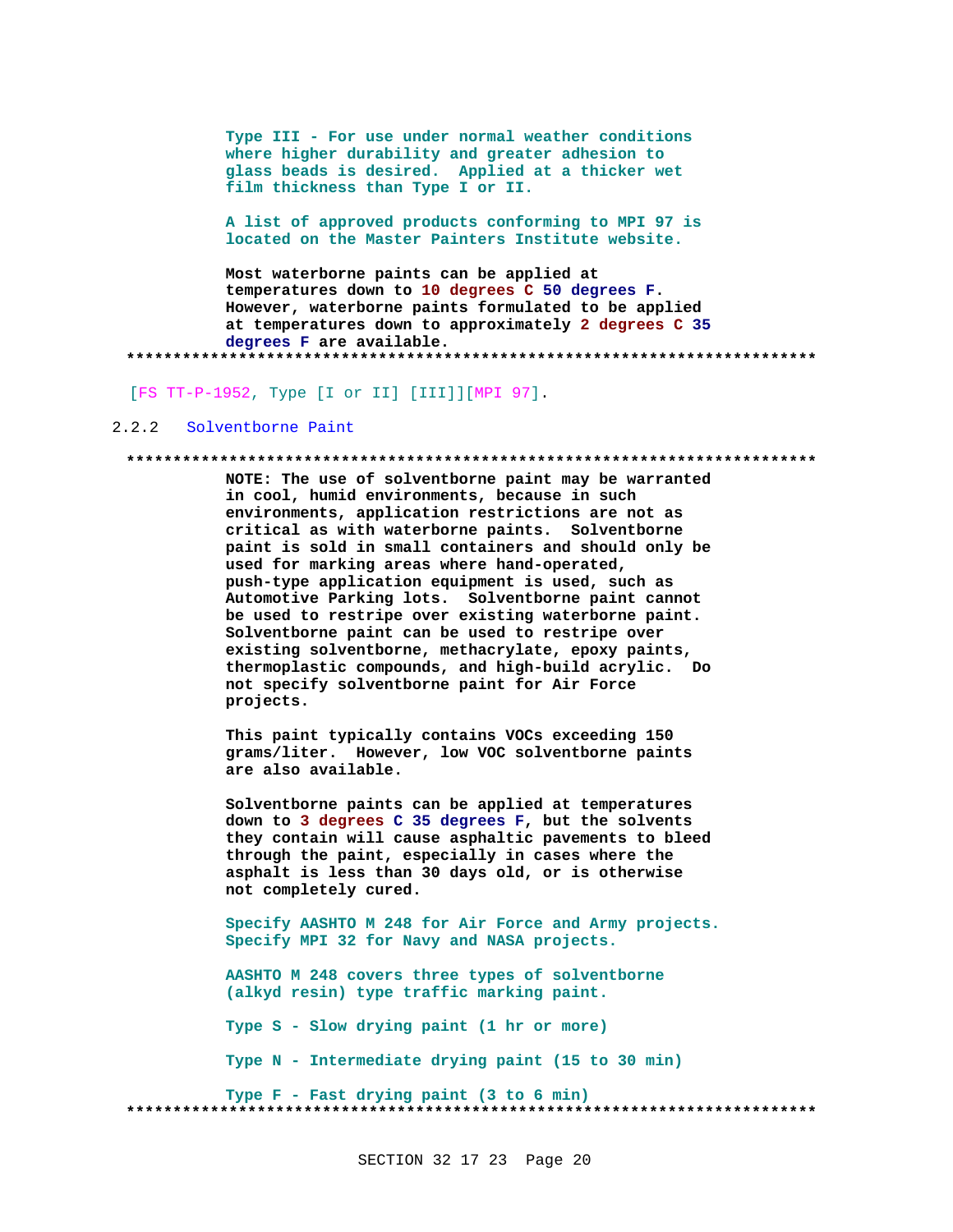Type III - For use under normal weather conditions where higher durability and greater adhesion to glass beads is desired. Applied at a thicker wet film thickness than Type I or II.

A list of approved products conforming to MPI 97 is located on the Master Painters Institute website.

Most waterborne paints can be applied at temperatures down to 10 degrees C 50 degrees F. However, waterborne paints formulated to be applied at temperatures down to approximately 2 degrees C 35 degrees F are available.

**************************************************************************

[FS TT-P-1952, Type [I or II] [III]][MPI 97].

### 2.2.2 Solventborne Paint

**************************************************************************

NOTE: The use of solventborne paint may be warranted in cool, humid environments, because in such environments, application restrictions are not as critical as with waterborne paints. Solventborne paint is sold in small containers and should only be used for marking areas where hand-operated, push-type application equipment is used, such as Automotive Parking lots. Solventborne paint cannot be used to restripe over existing waterborne paint. Solventborne paint can be used to restripe over existing solventborne, methacrylate, epoxy paints, thermoplastic compounds, and high-build acrylic. Do not specify solventborne paint for Air Force projects.

This paint typically contains VOCs exceeding 150 grams/liter. However, low VOC solventborne paints are also available.

Solventborne paints can be applied at temperatures down to 3 degrees C 35 degrees F, but the solvents they contain will cause asphaltic pavements to bleed through the paint, especially in cases where the asphalt is less than 30 days old, or is otherwise not completely cured.

Specify AASHTO M 248 for Air Force and Army projects. Specify MPI 32 for Navy and NASA projects.

AASHTO M 248 covers three types of solventborne (alkyd resin) type traffic marking paint.

Type S - Slow drying paint (1 hr or more)

Type N - Intermediate drying paint (15 to 30 min)

Type F - Fast drying paint (3 to 6 min)

**************************************************************************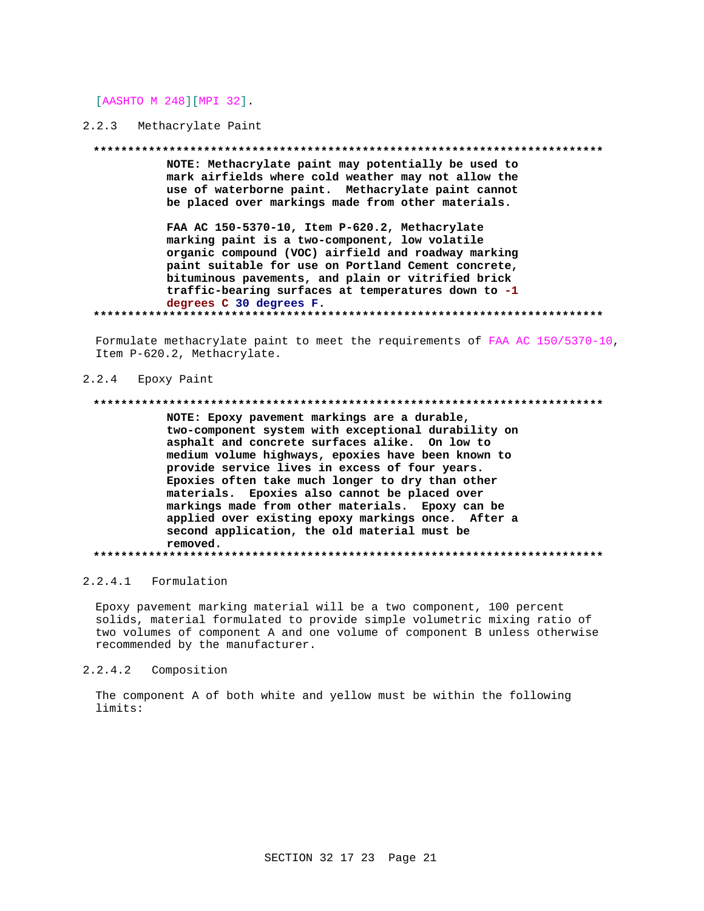[AASHTO M 248][MPI 32].

### 2.2.3 Methacrylate Paint

**************************************************************************

**NOTE: Methacrylate paint may potentially be used to mark airfields where cold weather may not allow the use of waterborne paint. Methacrylate paint cannot be placed over markings made from other materials.**

**FAA AC 150-5370-10, Item P-620.2, Methacrylate marking paint is a two-component, low volatile organic compound (VOC) airfield and roadway marking paint suitable for use on Portland Cement concrete, bituminous pavements, and plain or vitrified brick traffic-bearing surfaces at temperatures down to -1 degrees C 30 degrees F.**

**************************************************************************

Formulate methacrylate paint to meet the requirements of FAA AC 150/5370-10, Item P-620.2, Methacrylate.

### 2.2.4 Epoxy Paint

**************************************************************************

**NOTE: Epoxy pavement markings are a durable, two-component system with exceptional durability on asphalt and concrete surfaces alike. On low to medium volume highways, epoxies have been known to provide service lives in excess of four years. Epoxies often take much longer to dry than other materials. Epoxies also cannot be placed over markings made from other materials. Epoxy can be applied over existing epoxy markings once. After a second application, the old material must be removed.**

**************************************************************************

#### 2.2.4.1 Formulation

Epoxy pavement marking material will be a two component, 100 percent solids, material formulated to provide simple volumetric mixing ratio of two volumes of component A and one volume of component B unless otherwise recommended by the manufacturer.

#### 2.2.4.2 Composition

The component A of both white and yellow must be within the following limits: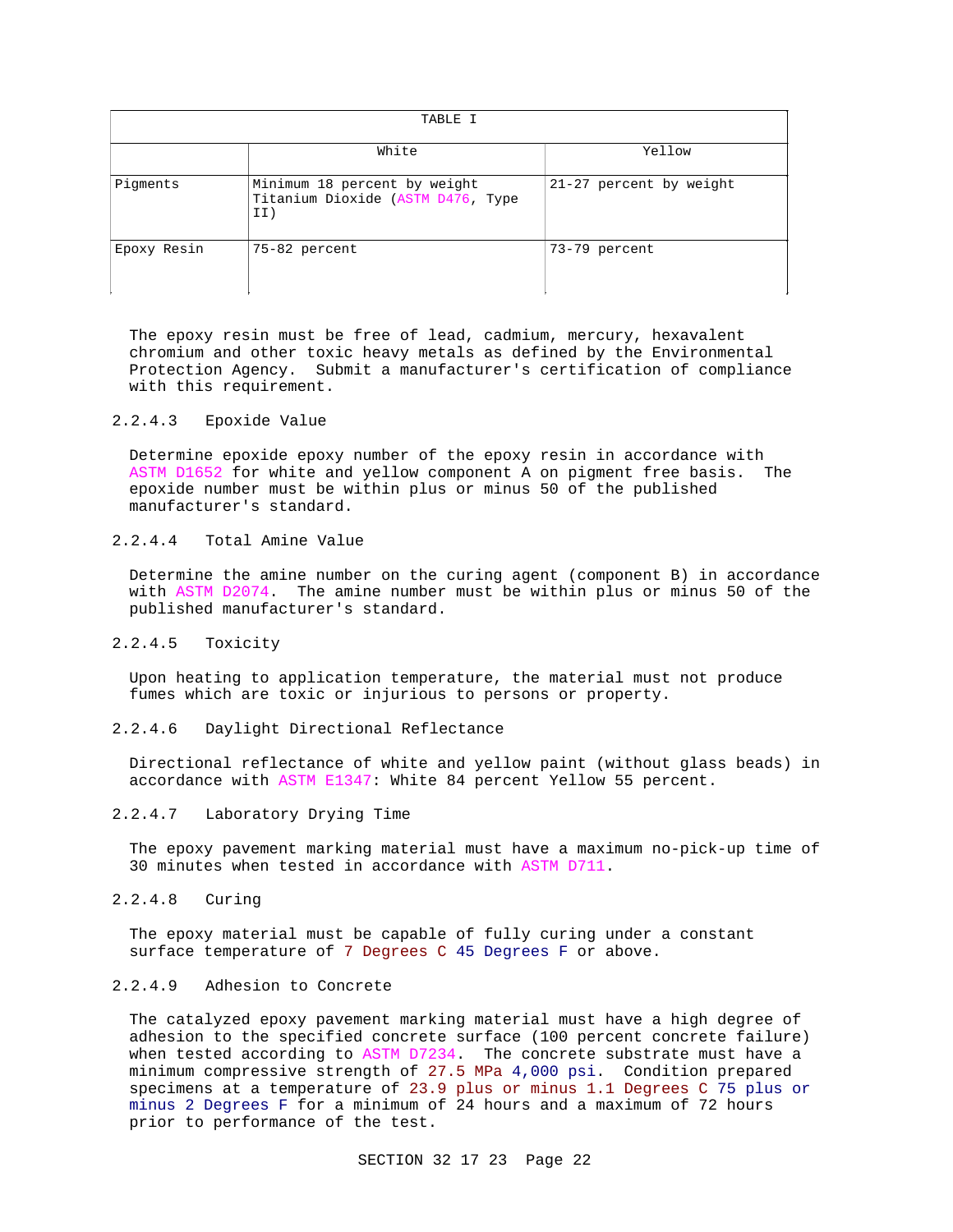| TABLE I | | |
|---|---|---|
| | White | Yellow |
| Pigments | Minimum 18 percent by weight Titanium Dioxide (ASTM D476, Type II) | 21-27 percent by weight |
| Epoxy Resin | 75-82 percent | 73-79 percent |

The epoxy resin must be free of lead, cadmium, mercury, hexavalent chromium and other toxic heavy metals as defined by the Environmental Protection Agency. Submit a manufacturer's certification of compliance with this requirement.

2.2.4.3 Epoxide Value

Determine epoxide epoxy number of the epoxy resin in accordance with ASTM D1652 for white and yellow component A on pigment free basis. The epoxide number must be within plus or minus 50 of the published manufacturer's standard.

2.2.4.4 Total Amine Value

Determine the amine number on the curing agent (component B) in accordance with ASTM D2074. The amine number must be within plus or minus 50 of the published manufacturer's standard.

2.2.4.5 Toxicity

Upon heating to application temperature, the material must not produce fumes which are toxic or injurious to persons or property.

2.2.4.6 Daylight Directional Reflectance

Directional reflectance of white and yellow paint (without glass beads) in accordance with ASTM E1347: White 84 percent Yellow 55 percent.

2.2.4.7 Laboratory Drying Time

The epoxy pavement marking material must have a maximum no-pick-up time of 30 minutes when tested in accordance with ASTM D711.

2.2.4.8 Curing

The epoxy material must be capable of fully curing under a constant surface temperature of 7 Degrees C 45 Degrees F or above.

2.2.4.9 Adhesion to Concrete

The catalyzed epoxy pavement marking material must have a high degree of adhesion to the specified concrete surface (100 percent concrete failure) when tested according to ASTM D7234. The concrete substrate must have a minimum compressive strength of 27.5 MPa 4,000 psi. Condition prepared specimens at a temperature of 23.9 plus or minus 1.1 Degrees C 75 plus or minus 2 Degrees F for a minimum of 24 hours and a maximum of 72 hours prior to performance of the test.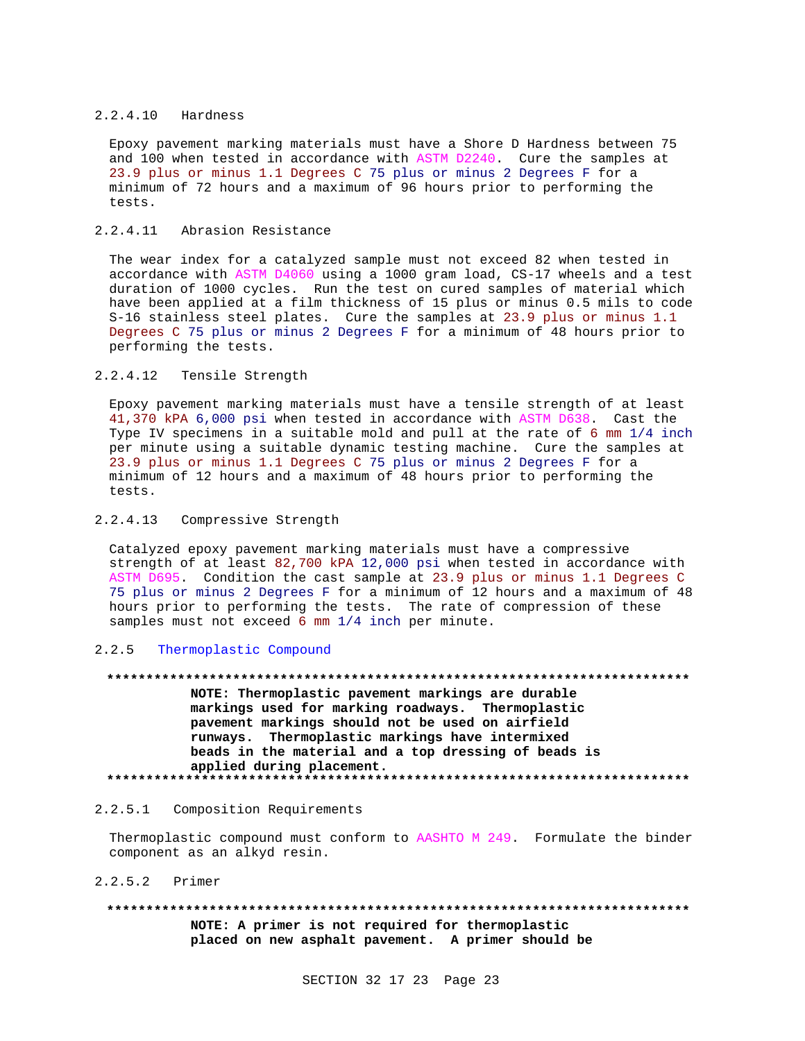#### 2.2.4.10 Hardness

Epoxy pavement marking materials must have a Shore D Hardness between 75 and 100 when tested in accordance with ASTM D2240. Cure the samples at 23.9 plus or minus 1.1 Degrees C 75 plus or minus 2 Degrees F for a minimum of 72 hours and a maximum of 96 hours prior to performing the tests.

#### 2.2.4.11 Abrasion Resistance

The wear index for a catalyzed sample must not exceed 82 when tested in accordance with ASTM D4060 using a 1000 gram load, CS-17 wheels and a test duration of 1000 cycles. Run the test on cured samples of material which have been applied at a film thickness of 15 plus or minus 0.5 mils to code S-16 stainless steel plates. Cure the samples at 23.9 plus or minus 1.1 Degrees C 75 plus or minus 2 Degrees F for a minimum of 48 hours prior to performing the tests.

#### 2.2.4.12 Tensile Strength

Epoxy pavement marking materials must have a tensile strength of at least 41,370 kPA 6,000 psi when tested in accordance with ASTM D638. Cast the Type IV specimens in a suitable mold and pull at the rate of 6 mm 1/4 inch per minute using a suitable dynamic testing machine. Cure the samples at 23.9 plus or minus 1.1 Degrees C 75 plus or minus 2 Degrees F for a minimum of 12 hours and a maximum of 48 hours prior to performing the tests.

#### 2.2.4.13 Compressive Strength

Catalyzed epoxy pavement marking materials must have a compressive strength of at least 82,700 kPA 12,000 psi when tested in accordance with ASTM D695. Condition the cast sample at 23.9 plus or minus 1.1 Degrees C 75 plus or minus 2 Degrees F for a minimum of 12 hours and a maximum of 48 hours prior to performing the tests. The rate of compression of these samples must not exceed 6 mm 1/4 inch per minute.

### 2.2.5 Thermoplastic Compound

**************************************************************************

**NOTE: Thermoplastic pavement markings are durable markings used for marking roadways. Thermoplastic pavement markings should not be used on airfield runways. Thermoplastic markings have intermixed beads in the material and a top dressing of beads is applied during placement.**

**************************************************************************

#### 2.2.5.1 Composition Requirements

Thermoplastic compound must conform to AASHTO M 249. Formulate the binder component as an alkyd resin.

#### 2.2.5.2 Primer

**************************************************************************

**NOTE: A primer is not required for thermoplastic placed on new asphalt pavement. A primer should be**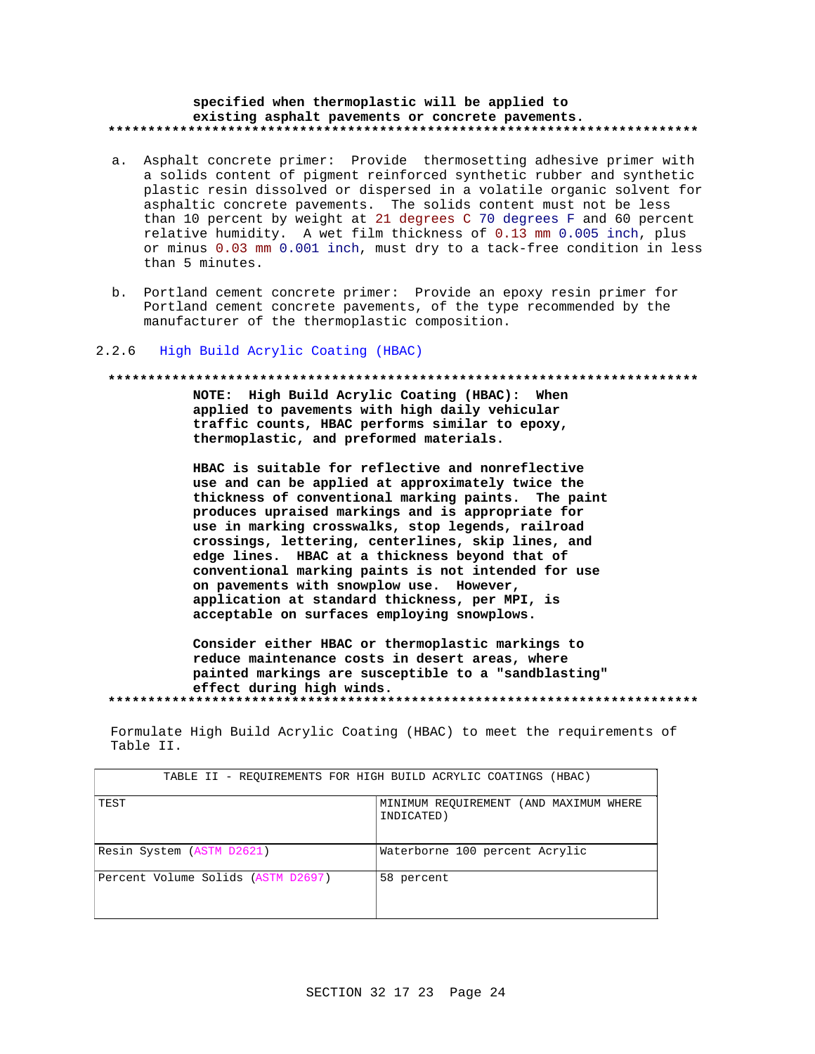**specified when thermoplastic will be applied to existing asphalt pavements or concrete pavements.**

**************************************************************************

a. Asphalt concrete primer: Provide thermosetting adhesive primer with a solids content of pigment reinforced synthetic rubber and synthetic plastic resin dissolved or dispersed in a volatile organic solvent for asphaltic concrete pavements. The solids content must not be less than 10 percent by weight at 21 degrees C 70 degrees F and 60 percent relative humidity. A wet film thickness of 0.13 mm 0.005 inch, plus or minus 0.03 mm 0.001 inch, must dry to a tack-free condition in less than 5 minutes.

b. Portland cement concrete primer: Provide an epoxy resin primer for Portland cement concrete pavements, of the type recommended by the manufacturer of the thermoplastic composition.

### 2.2.6 High Build Acrylic Coating (HBAC)

**************************************************************************

**NOTE: High Build Acrylic Coating (HBAC): When applied to pavements with high daily vehicular traffic counts, HBAC performs similar to epoxy, thermoplastic, and preformed materials.**

**HBAC is suitable for reflective and nonreflective use and can be applied at approximately twice the thickness of conventional marking paints. The paint produces upraised markings and is appropriate for use in marking crosswalks, stop legends, railroad crossings, lettering, centerlines, skip lines, and edge lines. HBAC at a thickness beyond that of conventional marking paints is not intended for use on pavements with snowplow use. However, application at standard thickness, per MPI, is acceptable on surfaces employing snowplows.**

**Consider either HBAC or thermoplastic markings to reduce maintenance costs in desert areas, where painted markings are susceptible to a "sandblasting" effect during high winds.**

**************************************************************************

Formulate High Build Acrylic Coating (HBAC) to meet the requirements of Table II.

| TABLE II - REQUIREMENTS FOR HIGH BUILD ACRYLIC COATINGS (HBAC) | |
|---|---|
| TEST | MINIMUM REQUIREMENT (AND MAXIMUM WHERE INDICATED) |
| Resin System (ASTM D2621) | Waterborne 100 percent Acrylic |
| Percent Volume Solids (ASTM D2697) | 58 percent |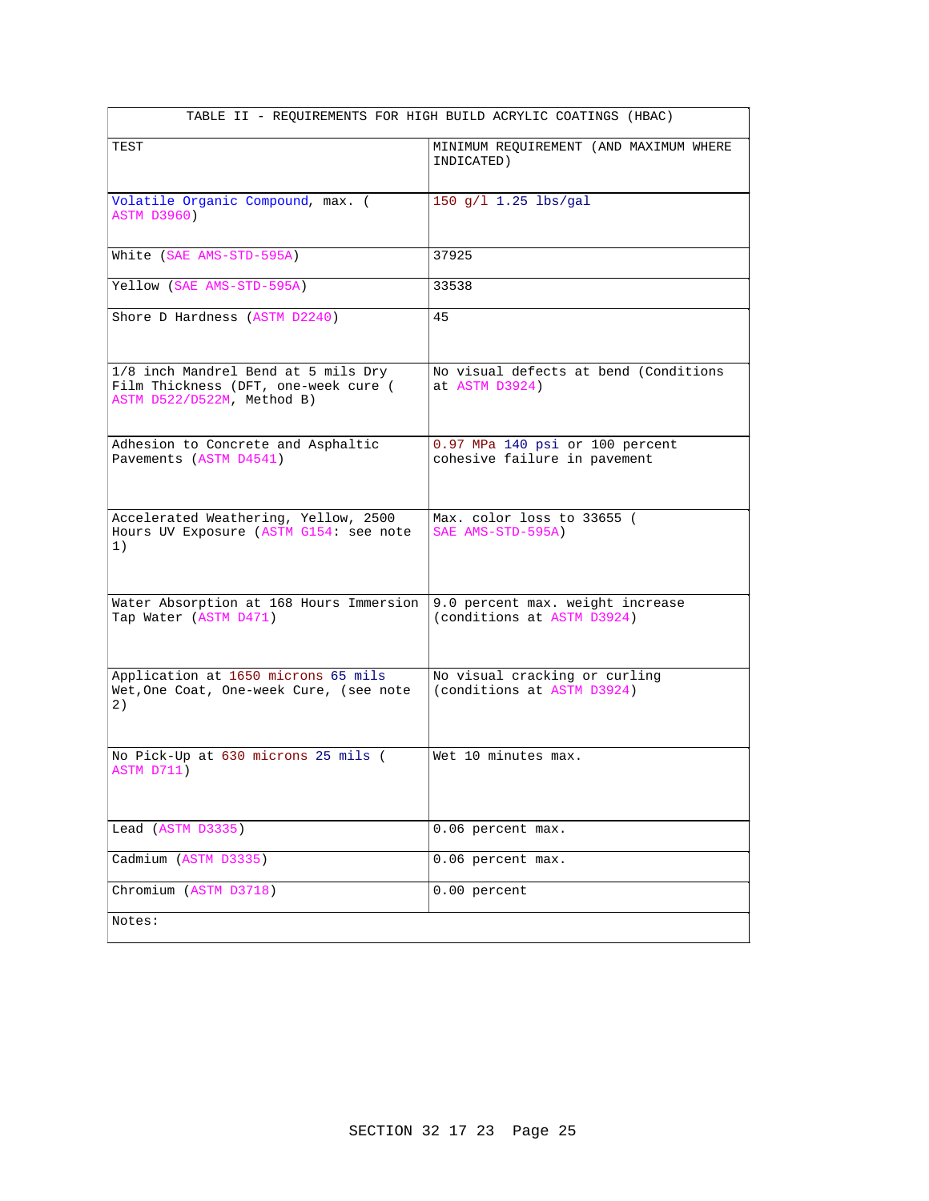| TABLE II - REQUIREMENTS FOR HIGH BUILD ACRYLIC COATINGS (HBAC) | |
|---|---|
| TEST | MINIMUM REQUIREMENT (AND MAXIMUM WHERE INDICATED) |
| Volatile Organic Compound, max. ( ASTM D3960) | 150 g/l 1.25 lbs/gal |
| White (SAE AMS-STD-595A) | 37925 |
| Yellow (SAE AMS-STD-595A) | 33538 |
| Shore D Hardness (ASTM D2240) | 45 |
| 1/8 inch Mandrel Bend at 5 mils Dry Film Thickness (DFT, one-week cure ( ASTM D522/D522M, Method B) | No visual defects at bend (Conditions at ASTM D3924) |
| Adhesion to Concrete and Asphaltic Pavements (ASTM D4541) | 0.97 MPa 140 psi or 100 percent cohesive failure in pavement |
| Accelerated Weathering, Yellow, 2500 Hours UV Exposure (ASTM G154: see note 1) | Max. color loss to 33655 ( SAE AMS-STD-595A) |
| Water Absorption at 168 Hours Immersion Tap Water (ASTM D471) | 9.0 percent max. weight increase (conditions at ASTM D3924) |
| Application at 1650 microns 65 mils Wet,One Coat, One-week Cure, (see note 2) | No visual cracking or curling (conditions at ASTM D3924) |
| No Pick-Up at 630 microns 25 mils ( ASTM D711) | Wet 10 minutes max. |
| Lead (ASTM D3335) | 0.06 percent max. |
| Cadmium (ASTM D3335) | 0.06 percent max. |
| Chromium (ASTM D3718) | 0.00 percent |
| Notes: | |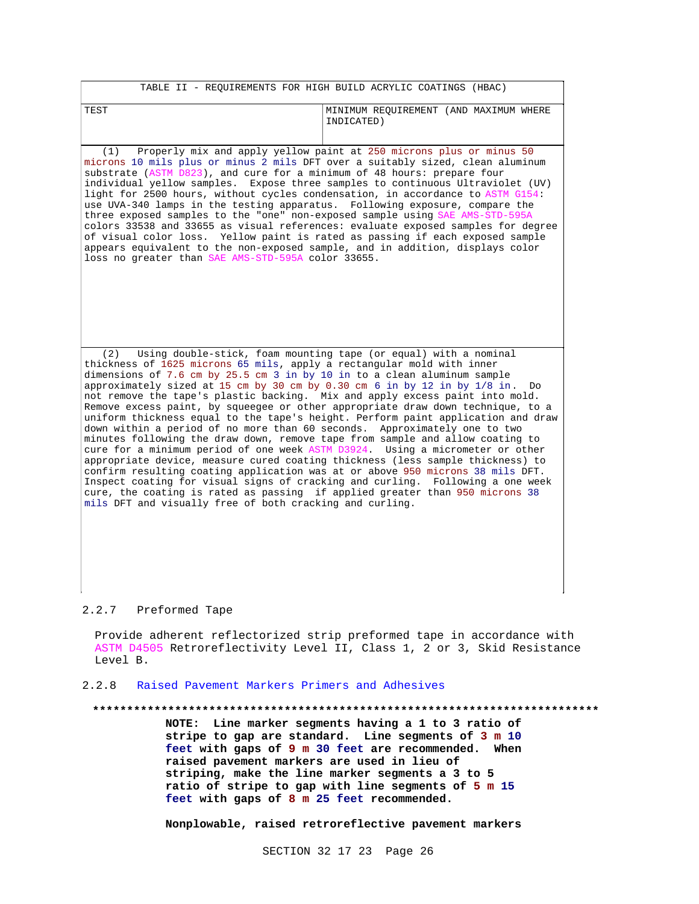| TABLE II - REQUIREMENTS FOR HIGH BUILD ACRYLIC COATINGS (HBAC) | |
|---|---|
| TEST | MINIMUM REQUIREMENT (AND MAXIMUM WHERE INDICATED) |
| (1) Properly mix and apply yellow paint at 250 microns plus or minus 50 microns 10 mils plus or minus 2 mils DFT over a suitably sized, clean aluminum substrate (ASTM D823), and cure for a minimum of 48 hours: prepare four individual yellow samples. Expose three samples to continuous Ultraviolet (UV) light for 2500 hours, without cycles condensation, in accordance to ASTM G154: use UVA-340 lamps in the testing apparatus. Following exposure, compare the three exposed samples to the "one" non-exposed sample using SAE AMS-STD-595A colors 33538 and 33655 as visual references: evaluate exposed samples for degree of visual color loss. Yellow paint is rated as passing if each exposed sample appears equivalent to the non-exposed sample, and in addition, displays color loss no greater than SAE AMS-STD-595A color 33655. | |
| (2) Using double-stick, foam mounting tape (or equal) with a nominal thickness of 1625 microns 65 mils, apply a rectangular mold with inner dimensions of 7.6 cm by 25.5 cm 3 in by 10 in to a clean aluminum sample approximately sized at 15 cm by 30 cm by 0.30 cm 6 in by 12 in by 1/8 in. Do not remove the tape's plastic backing. Mix and apply excess paint into mold. Remove excess paint, by squeegee or other appropriate draw down technique, to a uniform thickness equal to the tape's height. Perform paint application and draw down within a period of no more than 60 seconds. Approximately one to two minutes following the draw down, remove tape from sample and allow coating to cure for a minimum period of one week ASTM D3924. Using a micrometer or other appropriate device, measure cured coating thickness (less sample thickness) to confirm resulting coating application was at or above 950 microns 38 mils DFT. Inspect coating for visual signs of cracking and curling. Following a one week cure, the coating is rated as passing if applied greater than 950 microns 38 mils DFT and visually free of both cracking and curling. | |

## 2.2.7 Preformed Tape

Provide adherent reflectorized strip preformed tape in accordance with ASTM D4505 Retroreflectivity Level II, Class 1, 2 or 3, Skid Resistance Level B.

## 2.2.8 Raised Pavement Markers Primers and Adhesives

**************************************************************************

**NOTE: Line marker segments having a 1 to 3 ratio of stripe to gap are standard. Line segments of 3 m 10 feet with gaps of 9 m 30 feet are recommended. When raised pavement markers are used in lieu of striping, make the line marker segments a 3 to 5 ratio of stripe to gap with line segments of 5 m 15 feet with gaps of 8 m 25 feet recommended.**

**Nonplowable, raised retroreflective pavement markers**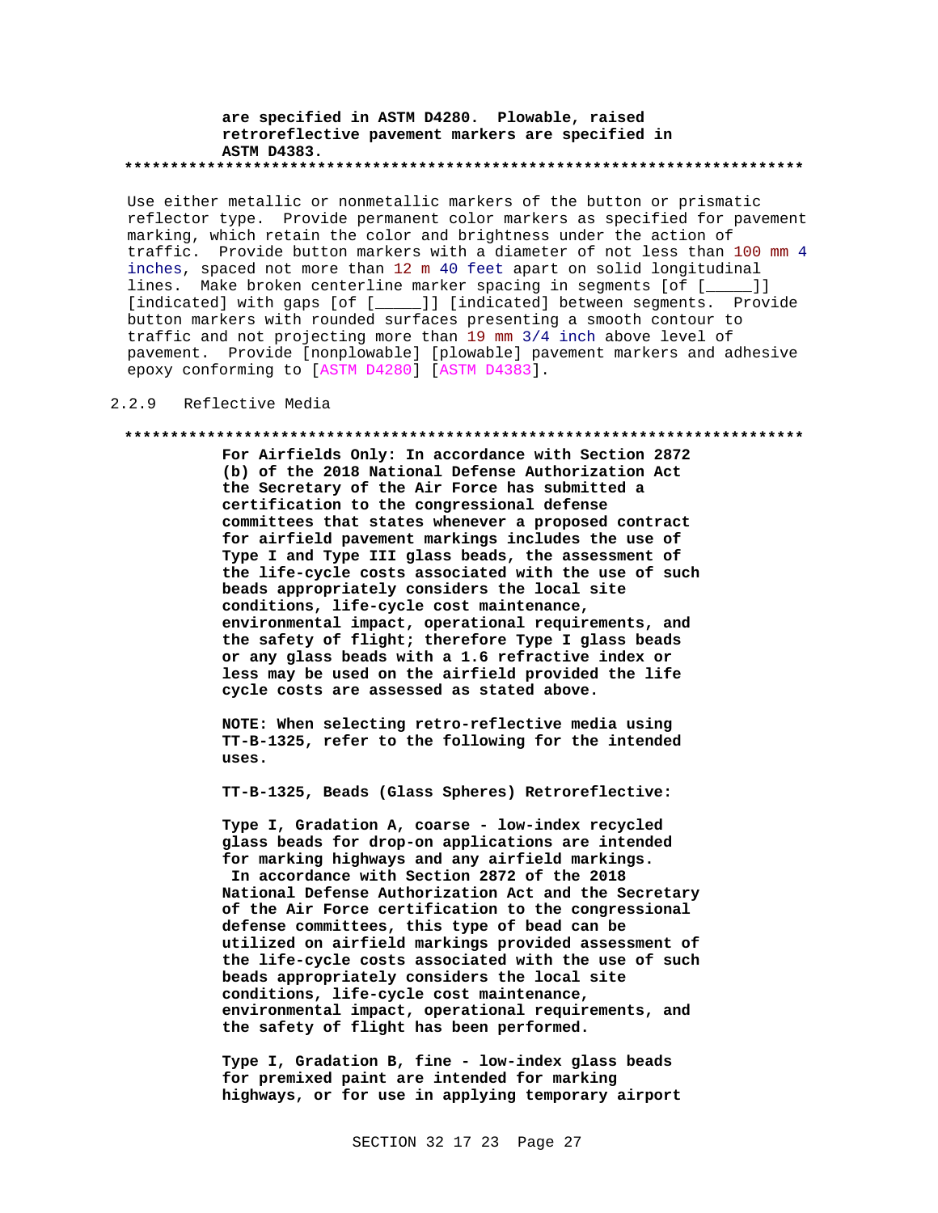**are specified in ASTM D4280. Plowable, raised retroreflective pavement markers are specified in ASTM D4383.**
**************************************************************************

Use either metallic or nonmetallic markers of the button or prismatic reflector type. Provide permanent color markers as specified for pavement marking, which retain the color and brightness under the action of traffic. Provide button markers with a diameter of not less than 100 mm 4 inches, spaced not more than 12 m 40 feet apart on solid longitudinal lines. Make broken centerline marker spacing in segments [of [_____]] [indicated] with gaps [of [_____]] [indicated] between segments. Provide button markers with rounded surfaces presenting a smooth contour to traffic and not projecting more than 19 mm 3/4 inch above level of pavement. Provide [nonplowable] [plowable] pavement markers and adhesive epoxy conforming to [ASTM D4280] [ASTM D4383].

### 2.2.9 Reflective Media

**************************************************************************

**For Airfields Only: In accordance with Section 2872 (b) of the 2018 National Defense Authorization Act the Secretary of the Air Force has submitted a certification to the congressional defense committees that states whenever a proposed contract for airfield pavement markings includes the use of Type I and Type III glass beads, the assessment of the life-cycle costs associated with the use of such beads appropriately considers the local site conditions, life-cycle cost maintenance, environmental impact, operational requirements, and the safety of flight; therefore Type I glass beads or any glass beads with a 1.6 refractive index or less may be used on the airfield provided the life cycle costs are assessed as stated above.**

**NOTE: When selecting retro-reflective media using TT-B-1325, refer to the following for the intended uses.**

**TT-B-1325, Beads (Glass Spheres) Retroreflective:**

**Type I, Gradation A, coarse - low-index recycled glass beads for drop-on applications are intended for marking highways and any airfield markings. In accordance with Section 2872 of the 2018 National Defense Authorization Act and the Secretary of the Air Force certification to the congressional defense committees, this type of bead can be utilized on airfield markings provided assessment of the life-cycle costs associated with the use of such beads appropriately considers the local site conditions, life-cycle cost maintenance, environmental impact, operational requirements, and the safety of flight has been performed.**

**Type I, Gradation B, fine - low-index glass beads for premixed paint are intended for marking highways, or for use in applying temporary airport**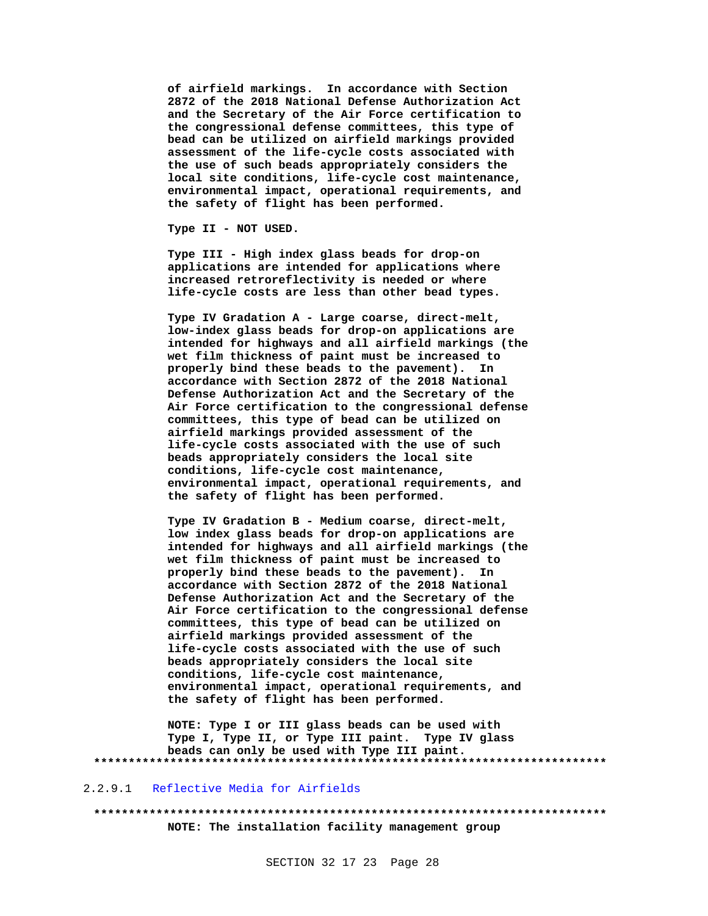**of airfield markings. In accordance with Section 2872 of the 2018 National Defense Authorization Act and the Secretary of the Air Force certification to the congressional defense committees, this type of bead can be utilized on airfield markings provided assessment of the life-cycle costs associated with the use of such beads appropriately considers the local site conditions, life-cycle cost maintenance, environmental impact, operational requirements, and the safety of flight has been performed.**

**Type II - NOT USED.**

**Type III - High index glass beads for drop-on applications are intended for applications where increased retroreflectivity is needed or where life-cycle costs are less than other bead types.**

**Type IV Gradation A - Large coarse, direct-melt, low-index glass beads for drop-on applications are intended for highways and all airfield markings (the wet film thickness of paint must be increased to properly bind these beads to the pavement). In accordance with Section 2872 of the 2018 National Defense Authorization Act and the Secretary of the Air Force certification to the congressional defense committees, this type of bead can be utilized on airfield markings provided assessment of the life-cycle costs associated with the use of such beads appropriately considers the local site conditions, life-cycle cost maintenance, environmental impact, operational requirements, and the safety of flight has been performed.**

**Type IV Gradation B - Medium coarse, direct-melt, low index glass beads for drop-on applications are intended for highways and all airfield markings (the wet film thickness of paint must be increased to properly bind these beads to the pavement). In accordance with Section 2872 of the 2018 National Defense Authorization Act and the Secretary of the Air Force certification to the congressional defense committees, this type of bead can be utilized on airfield markings provided assessment of the life-cycle costs associated with the use of such beads appropriately considers the local site conditions, life-cycle cost maintenance, environmental impact, operational requirements, and the safety of flight has been performed.**

**NOTE: Type I or III glass beads can be used with Type I, Type II, or Type III paint. Type IV glass beads can only be used with Type III paint.**

**************************************************************************

2.2.9.1 Reflective Media for Airfields

**************************************************************************

**NOTE: The installation facility management group**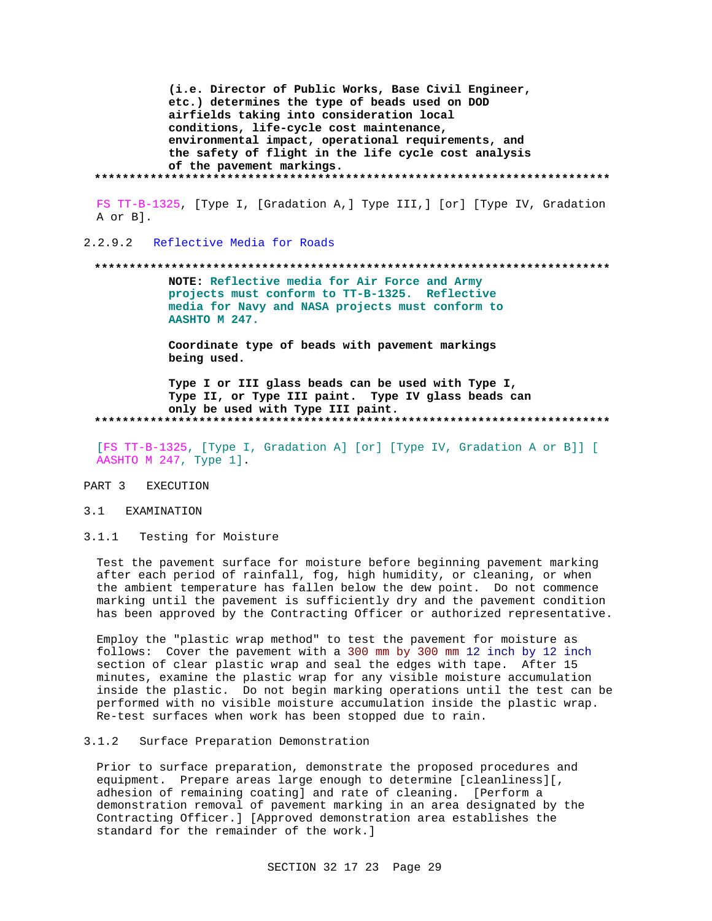**(i.e. Director of Public Works, Base Civil Engineer, etc.) determines the type of beads used on DOD airfields taking into consideration local conditions, life-cycle cost maintenance, environmental impact, operational requirements, and the safety of flight in the life cycle cost analysis of the pavement markings.**

**************************************************************************

FS TT-B-1325, [Type I, [Gradation A,] Type III,] [or] [Type IV, Gradation A or B].

#### 2.2.9.2 Reflective Media for Roads

**************************************************************************

**NOTE: Reflective media for Air Force and Army projects must conform to TT-B-1325. Reflective media for Navy and NASA projects must conform to AASHTO M 247.**

**Coordinate type of beads with pavement markings being used.**

**Type I or III glass beads can be used with Type I, Type II, or Type III paint. Type IV glass beads can only be used with Type III paint.**

**************************************************************************

[FS TT-B-1325, [Type I, Gradation A] [or] [Type IV, Gradation A or B]] [ AASHTO M 247, Type 1].

## PART 3 EXECUTION

### 3.1 EXAMINATION

#### 3.1.1 Testing for Moisture

Test the pavement surface for moisture before beginning pavement marking after each period of rainfall, fog, high humidity, or cleaning, or when the ambient temperature has fallen below the dew point. Do not commence marking until the pavement is sufficiently dry and the pavement condition has been approved by the Contracting Officer or authorized representative.

Employ the "plastic wrap method" to test the pavement for moisture as follows: Cover the pavement with a 300 mm by 300 mm 12 inch by 12 inch section of clear plastic wrap and seal the edges with tape. After 15 minutes, examine the plastic wrap for any visible moisture accumulation inside the plastic. Do not begin marking operations until the test can be performed with no visible moisture accumulation inside the plastic wrap. Re-test surfaces when work has been stopped due to rain.

#### 3.1.2 Surface Preparation Demonstration

Prior to surface preparation, demonstrate the proposed procedures and equipment. Prepare areas large enough to determine [cleanliness][, adhesion of remaining coating] and rate of cleaning. [Perform a demonstration removal of pavement marking in an area designated by the Contracting Officer.] [Approved demonstration area establishes the standard for the remainder of the work.]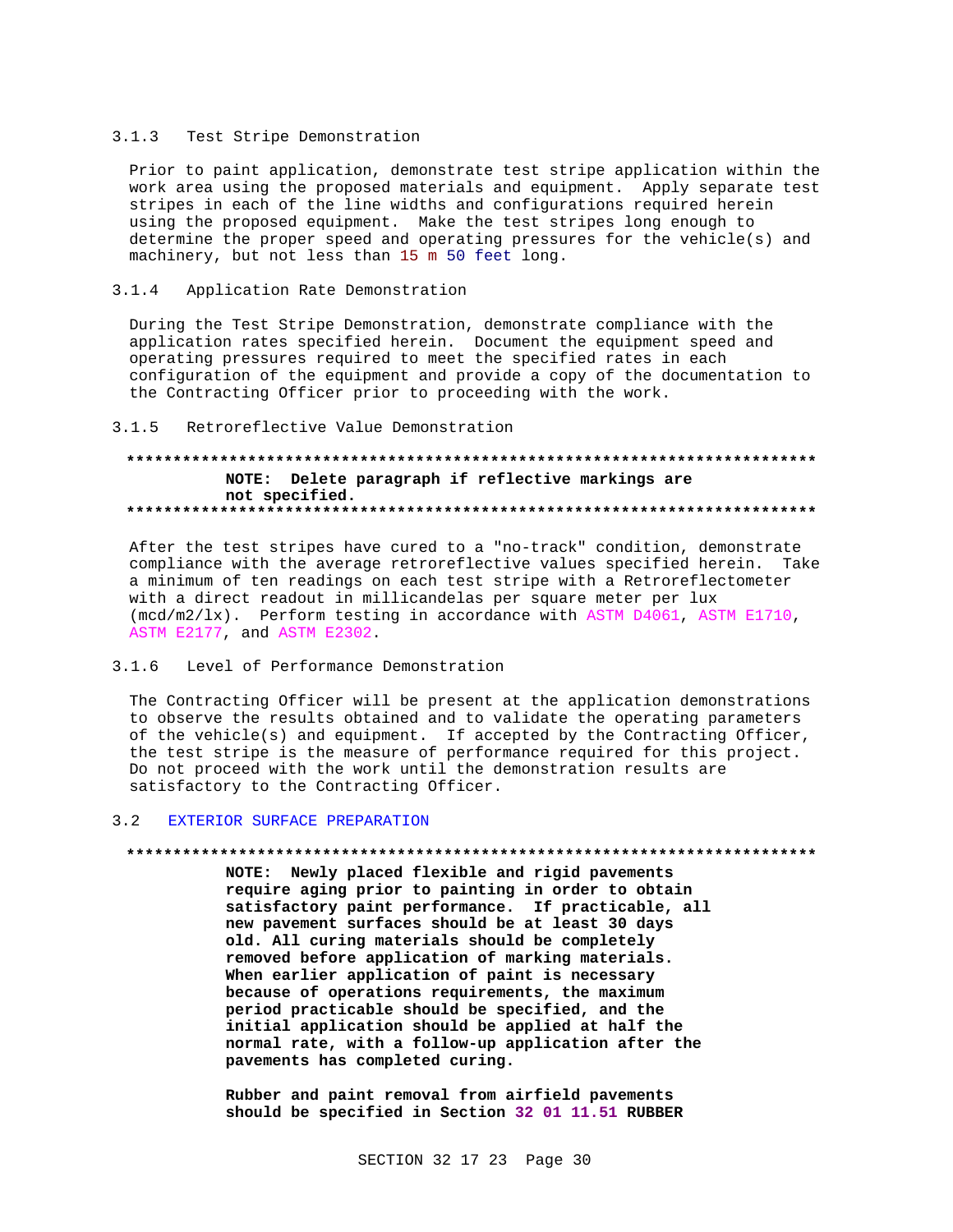### 3.1.3 Test Stripe Demonstration

Prior to paint application, demonstrate test stripe application within the work area using the proposed materials and equipment. Apply separate test stripes in each of the line widths and configurations required herein using the proposed equipment. Make the test stripes long enough to determine the proper speed and operating pressures for the vehicle(s) and machinery, but not less than 15 m 50 feet long.

### 3.1.4 Application Rate Demonstration

During the Test Stripe Demonstration, demonstrate compliance with the application rates specified herein. Document the equipment speed and operating pressures required to meet the specified rates in each configuration of the equipment and provide a copy of the documentation to the Contracting Officer prior to proceeding with the work.

### 3.1.5 Retroreflective Value Demonstration

**************************************************************************

**NOTE: Delete paragraph if reflective markings are not specified.**

**************************************************************************

After the test stripes have cured to a "no-track" condition, demonstrate compliance with the average retroreflective values specified herein. Take a minimum of ten readings on each test stripe with a Retroreflectometer with a direct readout in millicandelas per square meter per lux (mcd/m2/lx). Perform testing in accordance with ASTM D4061, ASTM E1710, ASTM E2177, and ASTM E2302.

### 3.1.6 Level of Performance Demonstration

The Contracting Officer will be present at the application demonstrations to observe the results obtained and to validate the operating parameters of the vehicle(s) and equipment. If accepted by the Contracting Officer, the test stripe is the measure of performance required for this project. Do not proceed with the work until the demonstration results are satisfactory to the Contracting Officer.

## 3.2 EXTERIOR SURFACE PREPARATION

**************************************************************************

**NOTE: Newly placed flexible and rigid pavements require aging prior to painting in order to obtain satisfactory paint performance. If practicable, all new pavement surfaces should be at least 30 days old. All curing materials should be completely removed before application of marking materials. When earlier application of paint is necessary because of operations requirements, the maximum period practicable should be specified, and the initial application should be applied at half the normal rate, with a follow-up application after the pavements has completed curing.**

**Rubber and paint removal from airfield pavements should be specified in Section 32 01 11.51 RUBBER**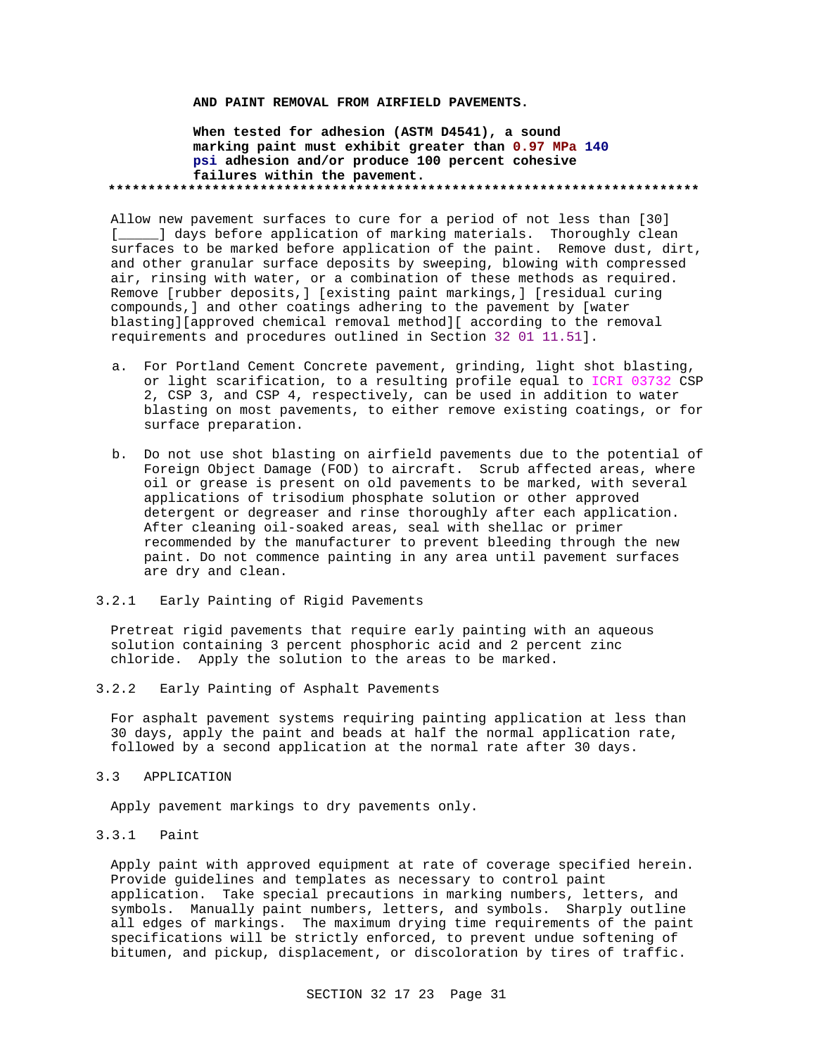**AND PAINT REMOVAL FROM AIRFIELD PAVEMENTS.**

**When tested for adhesion (ASTM D4541), a sound marking paint must exhibit greater than 0.97 MPa 140 psi adhesion and/or produce 100 percent cohesive failures within the pavement.**

**************************************************************************

Allow new pavement surfaces to cure for a period of not less than [30] [_____] days before application of marking materials. Thoroughly clean surfaces to be marked before application of the paint. Remove dust, dirt, and other granular surface deposits by sweeping, blowing with compressed air, rinsing with water, or a combination of these methods as required. Remove [rubber deposits,] [existing paint markings,] [residual curing compounds,] and other coatings adhering to the pavement by [water blasting][approved chemical removal method][ according to the removal requirements and procedures outlined in Section 32 01 11.51].

a. For Portland Cement Concrete pavement, grinding, light shot blasting, or light scarification, to a resulting profile equal to ICRI 03732 CSP 2, CSP 3, and CSP 4, respectively, can be used in addition to water blasting on most pavements, to either remove existing coatings, or for surface preparation.

b. Do not use shot blasting on airfield pavements due to the potential of Foreign Object Damage (FOD) to aircraft. Scrub affected areas, where oil or grease is present on old pavements to be marked, with several applications of trisodium phosphate solution or other approved detergent or degreaser and rinse thoroughly after each application. After cleaning oil-soaked areas, seal with shellac or primer recommended by the manufacturer to prevent bleeding through the new paint. Do not commence painting in any area until pavement surfaces are dry and clean.

#### 3.2.1 Early Painting of Rigid Pavements

Pretreat rigid pavements that require early painting with an aqueous solution containing 3 percent phosphoric acid and 2 percent zinc chloride. Apply the solution to the areas to be marked.

#### 3.2.2 Early Painting of Asphalt Pavements

For asphalt pavement systems requiring painting application at less than 30 days, apply the paint and beads at half the normal application rate, followed by a second application at the normal rate after 30 days.

### 3.3 APPLICATION

Apply pavement markings to dry pavements only.

#### 3.3.1 Paint

Apply paint with approved equipment at rate of coverage specified herein. Provide guidelines and templates as necessary to control paint application. Take special precautions in marking numbers, letters, and symbols. Manually paint numbers, letters, and symbols. Sharply outline all edges of markings. The maximum drying time requirements of the paint specifications will be strictly enforced, to prevent undue softening of bitumen, and pickup, displacement, or discoloration by tires of traffic.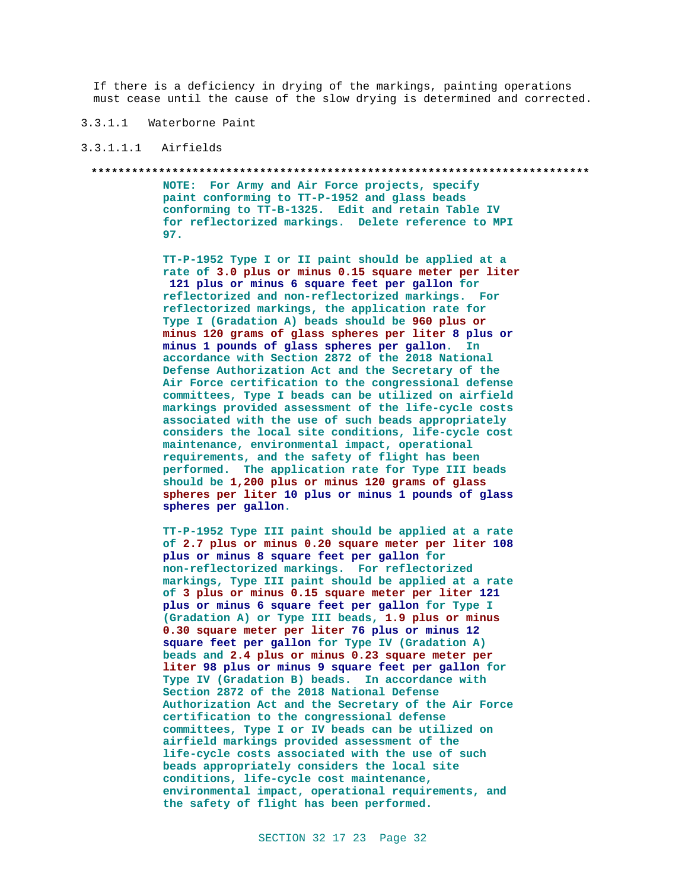If there is a deficiency in drying of the markings, painting operations must cease until the cause of the slow drying is determined and corrected.

3.3.1.1 Waterborne Paint

3.3.1.1.1 Airfields

**************************************************************************

**NOTE: For Army and Air Force projects, specify paint conforming to TT-P-1952 and glass beads conforming to TT-B-1325. Edit and retain Table IV for reflectorized markings. Delete reference to MPI 97.**

**TT-P-1952 Type I or II paint should be applied at a rate of 3.0 plus or minus 0.15 square meter per liter 121 plus or minus 6 square feet per gallon for reflectorized and non-reflectorized markings. For reflectorized markings, the application rate for Type I (Gradation A) beads should be 960 plus or minus 120 grams of glass spheres per liter 8 plus or minus 1 pounds of glass spheres per gallon. In accordance with Section 2872 of the 2018 National Defense Authorization Act and the Secretary of the Air Force certification to the congressional defense committees, Type I beads can be utilized on airfield markings provided assessment of the life-cycle costs associated with the use of such beads appropriately considers the local site conditions, life-cycle cost maintenance, environmental impact, operational requirements, and the safety of flight has been performed. The application rate for Type III beads should be 1,200 plus or minus 120 grams of glass spheres per liter 10 plus or minus 1 pounds of glass spheres per gallon.**

**TT-P-1952 Type III paint should be applied at a rate of 2.7 plus or minus 0.20 square meter per liter 108 plus or minus 8 square feet per gallon for non-reflectorized markings. For reflectorized markings, Type III paint should be applied at a rate of 3 plus or minus 0.15 square meter per liter 121 plus or minus 6 square feet per gallon for Type I (Gradation A) or Type III beads, 1.9 plus or minus 0.30 square meter per liter 76 plus or minus 12 square feet per gallon for Type IV (Gradation A) beads and 2.4 plus or minus 0.23 square meter per liter 98 plus or minus 9 square feet per gallon for Type IV (Gradation B) beads. In accordance with Section 2872 of the 2018 National Defense Authorization Act and the Secretary of the Air Force certification to the congressional defense committees, Type I or IV beads can be utilized on airfield markings provided assessment of the life-cycle costs associated with the use of such beads appropriately considers the local site conditions, life-cycle cost maintenance, environmental impact, operational requirements, and the safety of flight has been performed.**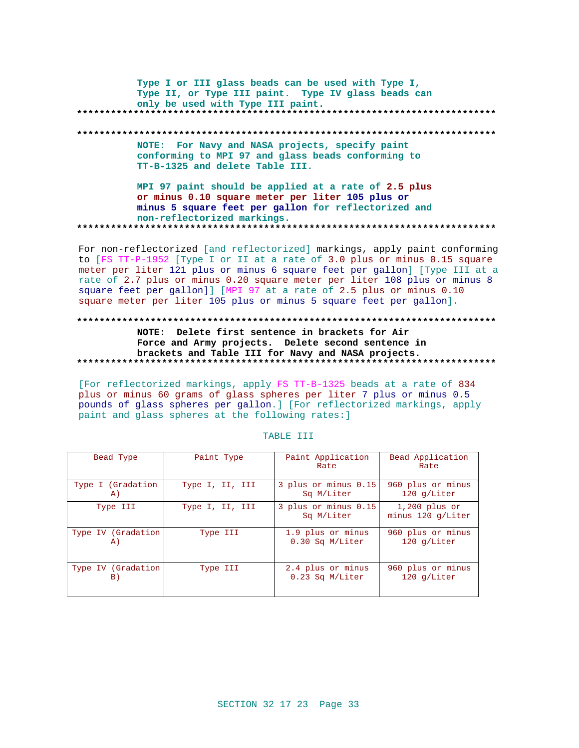Type I or III glass beads can be used with Type I, Type II, or Type III paint. Type IV glass beads can only be used with Type III paint.
**************************************************************************

**************************************************************************
NOTE: For Navy and NASA projects, specify paint conforming to MPI 97 and glass beads conforming to TT-B-1325 and delete Table III.

MPI 97 paint should be applied at a rate of 2.5 plus or minus 0.10 square meter per liter 105 plus or minus 5 square feet per gallon for reflectorized and non-reflectorized markings.
**************************************************************************

For non-reflectorized [and reflectorized] markings, apply paint conforming to [FS TT-P-1952 [Type I or II at a rate of 3.0 plus or minus 0.15 square meter per liter 121 plus or minus 6 square feet per gallon] [Type III at a rate of 2.7 plus or minus 0.20 square meter per liter 108 plus or minus 8 square feet per gallon]] [MPI 97 at a rate of 2.5 plus or minus 0.10 square meter per liter 105 plus or minus 5 square feet per gallon].

**************************************************************************
NOTE: Delete first sentence in brackets for Air Force and Army projects. Delete second sentence in brackets and Table III for Navy and NASA projects.
**************************************************************************

[For reflectorized markings, apply FS TT-B-1325 beads at a rate of 834 plus or minus 60 grams of glass spheres per liter 7 plus or minus 0.5 pounds of glass spheres per gallon.] [For reflectorized markings, apply paint and glass spheres at the following rates:]

TABLE III

| Bead Type | Paint Type | Paint Application Rate | Bead Application Rate |
|---|---|---|---|
| Type I (Gradation A) | Type I, II, III | 3 plus or minus 0.15 Sq M/Liter | 960 plus or minus 120 g/Liter |
| Type III | Type I, II, III | 3 plus or minus 0.15 Sq M/Liter | 1,200 plus or minus 120 g/Liter |
| Type IV (Gradation A) | Type III | 1.9 plus or minus 0.30 Sq M/Liter | 960 plus or minus 120 g/Liter |
| Type IV (Gradation B) | Type III | 2.4 plus or minus 0.23 Sq M/Liter | 960 plus or minus 120 g/Liter |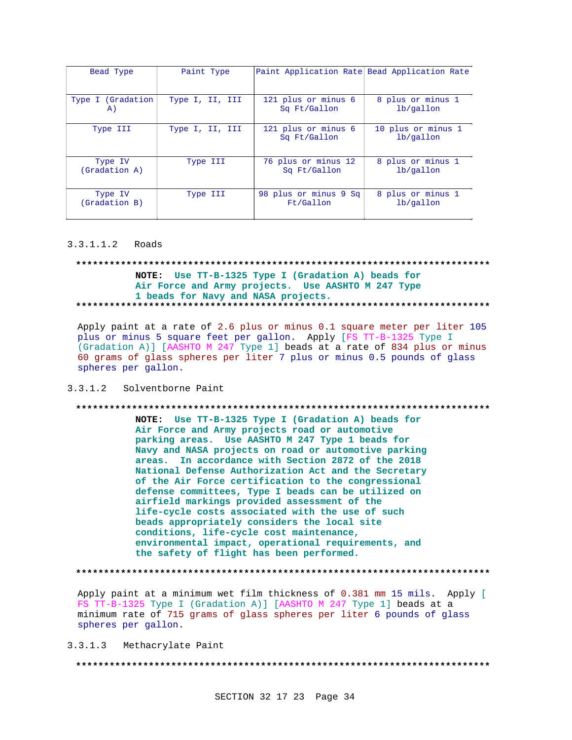| Bead Type | Paint Type | Paint Application Rate | Bead Application Rate |
|---|---|---|---|
| Type I (Gradation A) | Type I, II, III | 121 plus or minus 6 Sq Ft/Gallon | 8 plus or minus 1 lb/gallon |
| Type III | Type I, II, III | 121 plus or minus 6 Sq Ft/Gallon | 10 plus or minus 1 lb/gallon |
| Type IV (Gradation A) | Type III | 76 plus or minus 12 Sq Ft/Gallon | 8 plus or minus 1 lb/gallon |
| Type IV (Gradation B) | Type III | 98 plus or minus 9 Sq Ft/Gallon | 8 plus or minus 1 lb/gallon |

#### 3.3.1.1.2 Roads

**************************************************************************

**NOTE: Use TT-B-1325 Type I (Gradation A) beads for Air Force and Army projects. Use AASHTO M 247 Type 1 beads for Navy and NASA projects.**

**************************************************************************

Apply paint at a rate of 2.6 plus or minus 0.1 square meter per liter 105 plus or minus 5 square feet per gallon. Apply [FS TT-B-1325 Type I (Gradation A)] [AASHTO M 247 Type 1] beads at a rate of 834 plus or minus 60 grams of glass spheres per liter 7 plus or minus 0.5 pounds of glass spheres per gallon.

### 3.3.1.2 Solventborne Paint

**************************************************************************

**NOTE: Use TT-B-1325 Type I (Gradation A) beads for Air Force and Army projects road or automotive parking areas. Use AASHTO M 247 Type 1 beads for Navy and NASA projects on road or automotive parking areas. In accordance with Section 2872 of the 2018 National Defense Authorization Act and the Secretary of the Air Force certification to the congressional defense committees, Type I beads can be utilized on airfield markings provided assessment of the life-cycle costs associated with the use of such beads appropriately considers the local site conditions, life-cycle cost maintenance, environmental impact, operational requirements, and the safety of flight has been performed.**

**************************************************************************

Apply paint at a minimum wet film thickness of 0.381 mm 15 mils. Apply [ FS TT-B-1325 Type I (Gradation A)] [AASHTO M 247 Type 1] beads at a minimum rate of 715 grams of glass spheres per liter 6 pounds of glass spheres per gallon.

### 3.3.1.3 Methacrylate Paint

**************************************************************************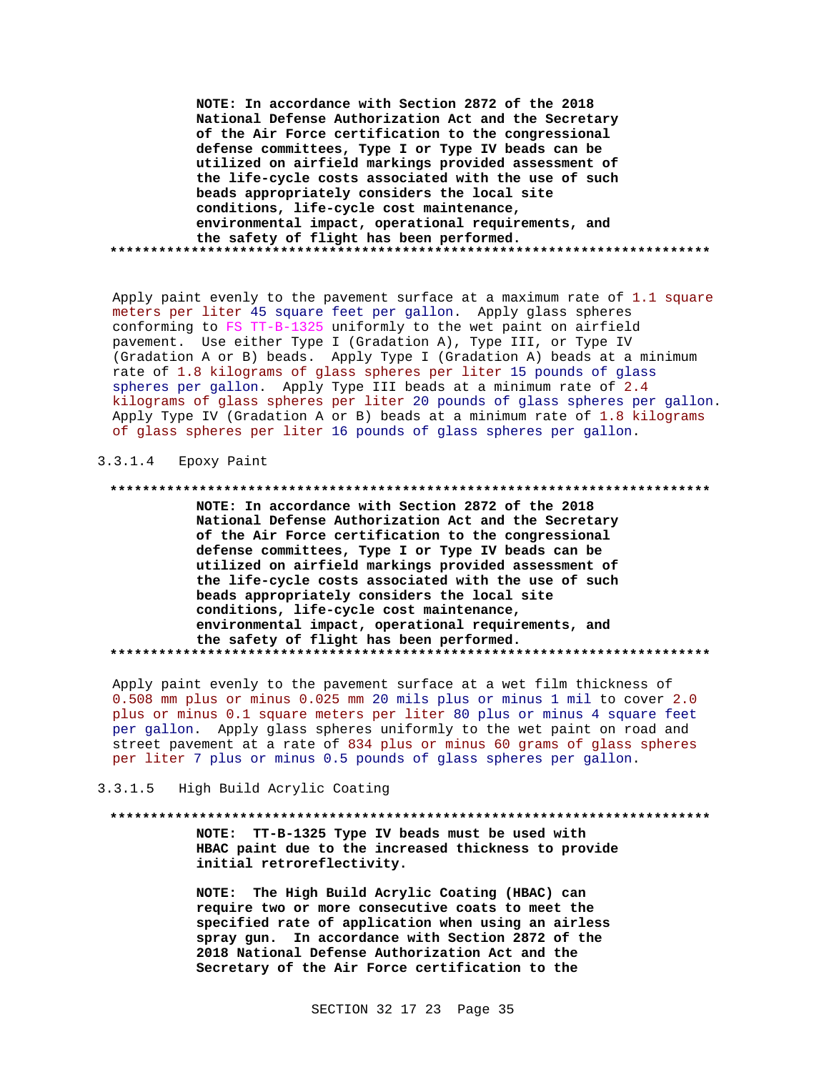**NOTE: In accordance with Section 2872 of the 2018 National Defense Authorization Act and the Secretary of the Air Force certification to the congressional defense committees, Type I or Type IV beads can be utilized on airfield markings provided assessment of the life-cycle costs associated with the use of such beads appropriately considers the local site conditions, life-cycle cost maintenance, environmental impact, operational requirements, and the safety of flight has been performed.**
**************************************************************************

Apply paint evenly to the pavement surface at a maximum rate of 1.1 square meters per liter 45 square feet per gallon. Apply glass spheres conforming to FS TT-B-1325 uniformly to the wet paint on airfield pavement. Use either Type I (Gradation A), Type III, or Type IV (Gradation A or B) beads. Apply Type I (Gradation A) beads at a minimum rate of 1.8 kilograms of glass spheres per liter 15 pounds of glass spheres per gallon. Apply Type III beads at a minimum rate of 2.4 kilograms of glass spheres per liter 20 pounds of glass spheres per gallon. Apply Type IV (Gradation A or B) beads at a minimum rate of 1.8 kilograms of glass spheres per liter 16 pounds of glass spheres per gallon.

3.3.1.4 Epoxy Paint

**************************************************************************
**NOTE: In accordance with Section 2872 of the 2018 National Defense Authorization Act and the Secretary of the Air Force certification to the congressional defense committees, Type I or Type IV beads can be utilized on airfield markings provided assessment of the life-cycle costs associated with the use of such beads appropriately considers the local site conditions, life-cycle cost maintenance, environmental impact, operational requirements, and the safety of flight has been performed.**
**************************************************************************

Apply paint evenly to the pavement surface at a wet film thickness of 0.508 mm plus or minus 0.025 mm 20 mils plus or minus 1 mil to cover 2.0 plus or minus 0.1 square meters per liter 80 plus or minus 4 square feet per gallon. Apply glass spheres uniformly to the wet paint on road and street pavement at a rate of 834 plus or minus 60 grams of glass spheres per liter 7 plus or minus 0.5 pounds of glass spheres per gallon.

3.3.1.5 High Build Acrylic Coating

**************************************************************************
**NOTE: TT-B-1325 Type IV beads must be used with HBAC paint due to the increased thickness to provide initial retroreflectivity.**

**NOTE: The High Build Acrylic Coating (HBAC) can require two or more consecutive coats to meet the specified rate of application when using an airless spray gun. In accordance with Section 2872 of the 2018 National Defense Authorization Act and the Secretary of the Air Force certification to the**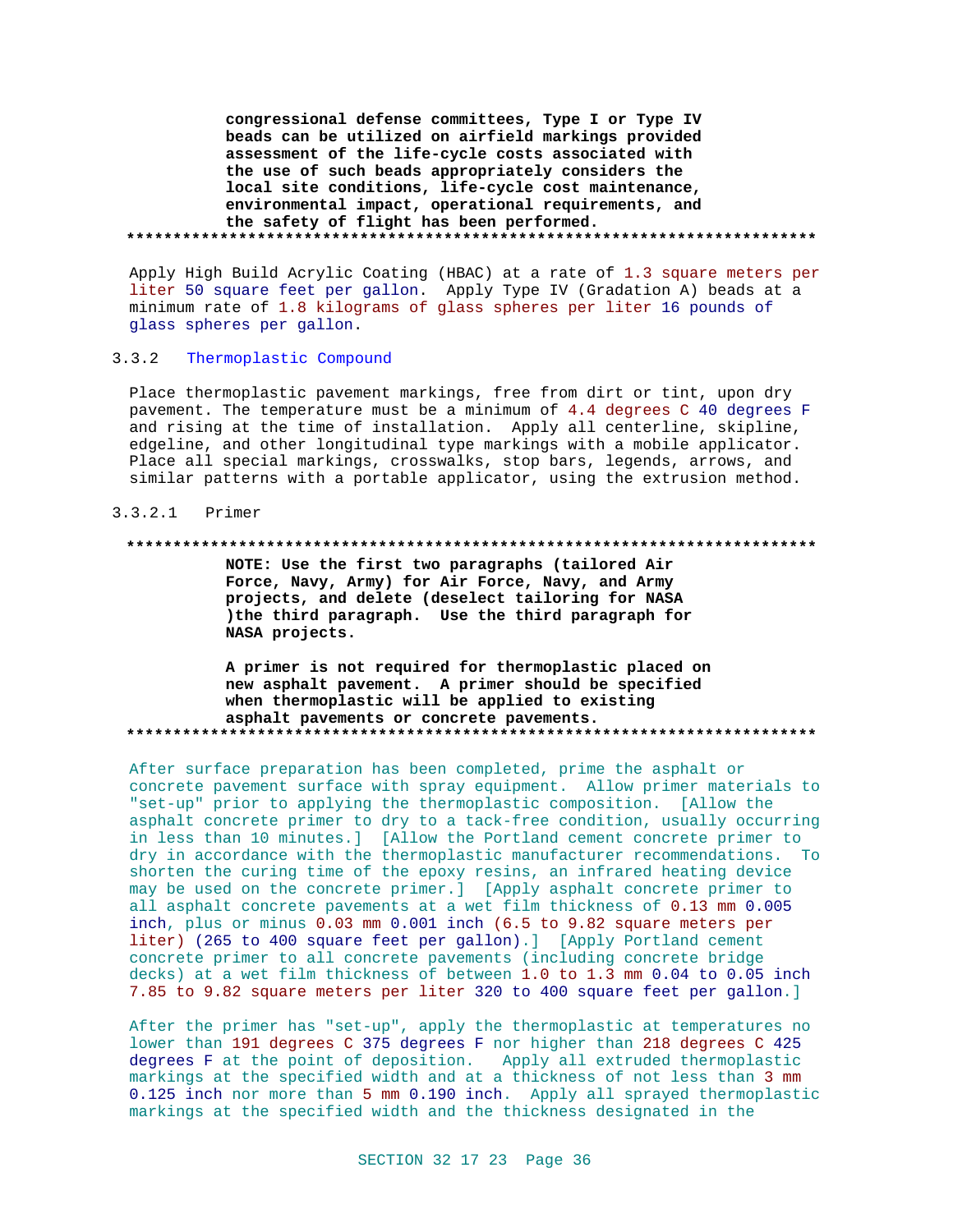**congressional defense committees, Type I or Type IV beads can be utilized on airfield markings provided assessment of the life-cycle costs associated with the use of such beads appropriately considers the local site conditions, life-cycle cost maintenance, environmental impact, operational requirements, and the safety of flight has been performed.**

**************************************************************************

Apply High Build Acrylic Coating (HBAC) at a rate of 1.3 square meters per liter 50 square feet per gallon. Apply Type IV (Gradation A) beads at a minimum rate of 1.8 kilograms of glass spheres per liter 16 pounds of glass spheres per gallon.

### 3.3.2 Thermoplastic Compound

Place thermoplastic pavement markings, free from dirt or tint, upon dry pavement. The temperature must be a minimum of 4.4 degrees C 40 degrees F and rising at the time of installation. Apply all centerline, skipline, edgeline, and other longitudinal type markings with a mobile applicator. Place all special markings, crosswalks, stop bars, legends, arrows, and similar patterns with a portable applicator, using the extrusion method.

#### 3.3.2.1 Primer

**************************************************************************

**NOTE: Use the first two paragraphs (tailored Air Force, Navy, Army) for Air Force, Navy, and Army projects, and delete (deselect tailoring for NASA )the third paragraph. Use the third paragraph for NASA projects.**

**A primer is not required for thermoplastic placed on new asphalt pavement. A primer should be specified when thermoplastic will be applied to existing asphalt pavements or concrete pavements.**

**************************************************************************

After surface preparation has been completed, prime the asphalt or concrete pavement surface with spray equipment. Allow primer materials to "set-up" prior to applying the thermoplastic composition. [Allow the asphalt concrete primer to dry to a tack-free condition, usually occurring in less than 10 minutes.] [Allow the Portland cement concrete primer to dry in accordance with the thermoplastic manufacturer recommendations. To shorten the curing time of the epoxy resins, an infrared heating device may be used on the concrete primer.] [Apply asphalt concrete primer to all asphalt concrete pavements at a wet film thickness of 0.13 mm 0.005 inch, plus or minus 0.03 mm 0.001 inch (6.5 to 9.82 square meters per liter) (265 to 400 square feet per gallon).] [Apply Portland cement concrete primer to all concrete pavements (including concrete bridge decks) at a wet film thickness of between 1.0 to 1.3 mm 0.04 to 0.05 inch 7.85 to 9.82 square meters per liter 320 to 400 square feet per gallon.]

After the primer has "set-up", apply the thermoplastic at temperatures no lower than 191 degrees C 375 degrees F nor higher than 218 degrees C 425 degrees F at the point of deposition. Apply all extruded thermoplastic markings at the specified width and at a thickness of not less than 3 mm 0.125 inch nor more than 5 mm 0.190 inch. Apply all sprayed thermoplastic markings at the specified width and the thickness designated in the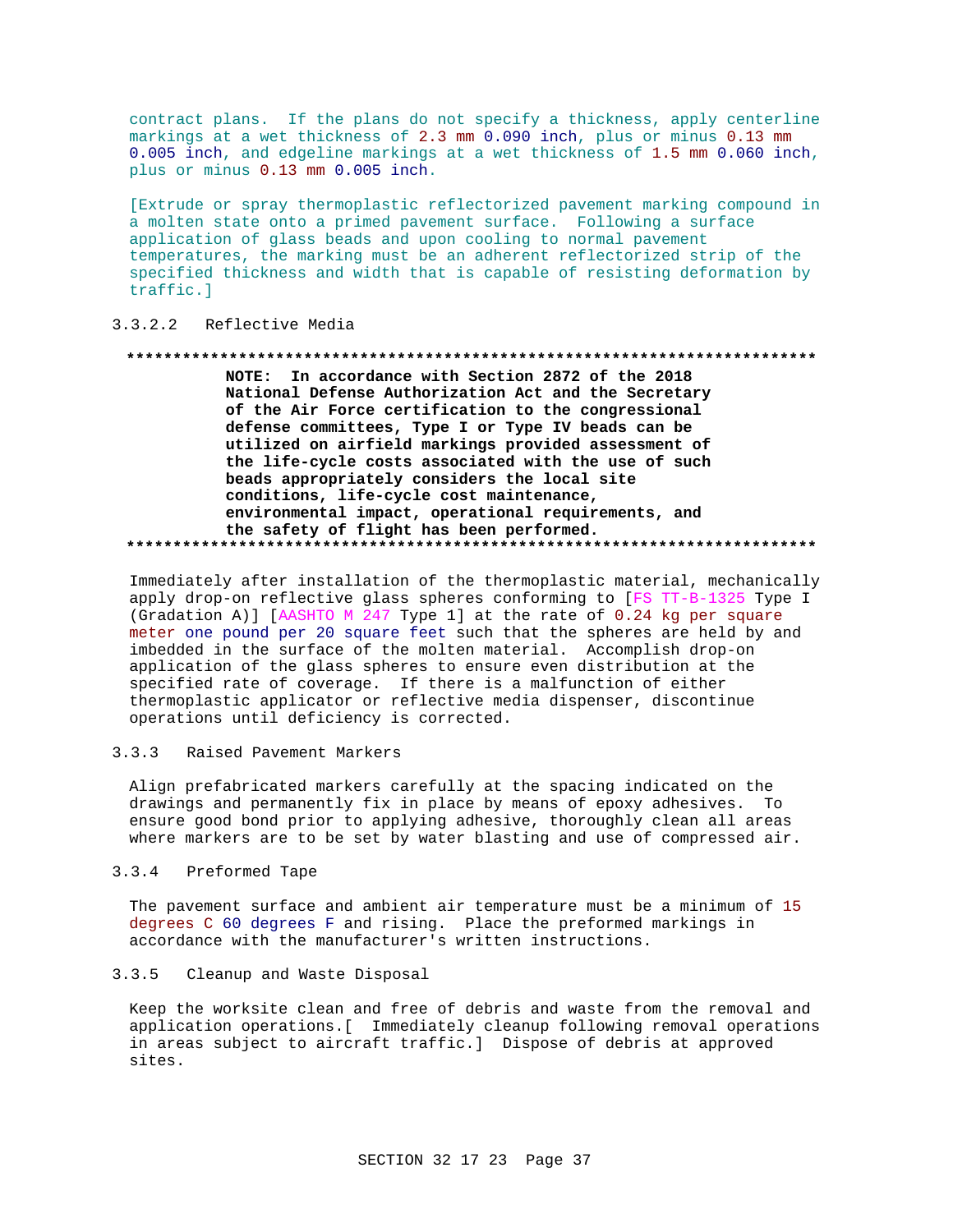contract plans. If the plans do not specify a thickness, apply centerline markings at a wet thickness of 2.3 mm 0.090 inch, plus or minus 0.13 mm 0.005 inch, and edgeline markings at a wet thickness of 1.5 mm 0.060 inch, plus or minus 0.13 mm 0.005 inch.

[Extrude or spray thermoplastic reflectorized pavement marking compound in a molten state onto a primed pavement surface. Following a surface application of glass beads and upon cooling to normal pavement temperatures, the marking must be an adherent reflectorized strip of the specified thickness and width that is capable of resisting deformation by traffic.]

#### 3.3.2.2 Reflective Media

**************************************************************************

**NOTE: In accordance with Section 2872 of the 2018 National Defense Authorization Act and the Secretary of the Air Force certification to the congressional defense committees, Type I or Type IV beads can be utilized on airfield markings provided assessment of the life-cycle costs associated with the use of such beads appropriately considers the local site conditions, life-cycle cost maintenance, environmental impact, operational requirements, and the safety of flight has been performed.**

**************************************************************************

Immediately after installation of the thermoplastic material, mechanically apply drop-on reflective glass spheres conforming to [FS TT-B-1325 Type I (Gradation A)] [AASHTO M 247 Type 1] at the rate of 0.24 kg per square meter one pound per 20 square feet such that the spheres are held by and imbedded in the surface of the molten material. Accomplish drop-on application of the glass spheres to ensure even distribution at the specified rate of coverage. If there is a malfunction of either thermoplastic applicator or reflective media dispenser, discontinue operations until deficiency is corrected.

### 3.3.3 Raised Pavement Markers

Align prefabricated markers carefully at the spacing indicated on the drawings and permanently fix in place by means of epoxy adhesives. To ensure good bond prior to applying adhesive, thoroughly clean all areas where markers are to be set by water blasting and use of compressed air.

### 3.3.4 Preformed Tape

The pavement surface and ambient air temperature must be a minimum of 15 degrees C 60 degrees F and rising. Place the preformed markings in accordance with the manufacturer's written instructions.

### 3.3.5 Cleanup and Waste Disposal

Keep the worksite clean and free of debris and waste from the removal and application operations.[ Immediately cleanup following removal operations in areas subject to aircraft traffic.] Dispose of debris at approved sites.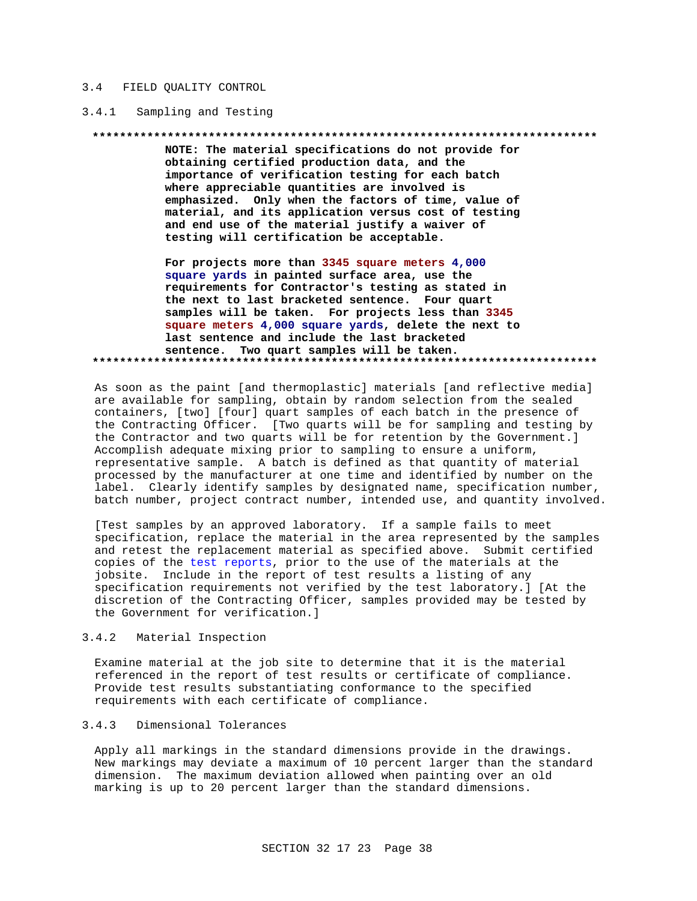## 3.4 FIELD QUALITY CONTROL

### 3.4.1 Sampling and Testing

**************************************************************************

**NOTE: The material specifications do not provide for obtaining certified production data, and the importance of verification testing for each batch where appreciable quantities are involved is emphasized. Only when the factors of time, value of material, and its application versus cost of testing and end use of the material justify a waiver of testing will certification be acceptable.**

**For projects more than 3345 square meters 4,000 square yards in painted surface area, use the requirements for Contractor's testing as stated in the next to last bracketed sentence. Four quart samples will be taken. For projects less than 3345 square meters 4,000 square yards, delete the next to last sentence and include the last bracketed sentence. Two quart samples will be taken.**

**************************************************************************

As soon as the paint [and thermoplastic] materials [and reflective media] are available for sampling, obtain by random selection from the sealed containers, [two] [four] quart samples of each batch in the presence of the Contracting Officer. [Two quarts will be for sampling and testing by the Contractor and two quarts will be for retention by the Government.] Accomplish adequate mixing prior to sampling to ensure a uniform, representative sample. A batch is defined as that quantity of material processed by the manufacturer at one time and identified by number on the label. Clearly identify samples by designated name, specification number, batch number, project contract number, intended use, and quantity involved.

[Test samples by an approved laboratory. If a sample fails to meet specification, replace the material in the area represented by the samples and retest the replacement material as specified above. Submit certified copies of the test reports, prior to the use of the materials at the jobsite. Include in the report of test results a listing of any specification requirements not verified by the test laboratory.] [At the discretion of the Contracting Officer, samples provided may be tested by the Government for verification.]

### 3.4.2 Material Inspection

Examine material at the job site to determine that it is the material referenced in the report of test results or certificate of compliance. Provide test results substantiating conformance to the specified requirements with each certificate of compliance.

### 3.4.3 Dimensional Tolerances

Apply all markings in the standard dimensions provide in the drawings. New markings may deviate a maximum of 10 percent larger than the standard dimension. The maximum deviation allowed when painting over an old marking is up to 20 percent larger than the standard dimensions.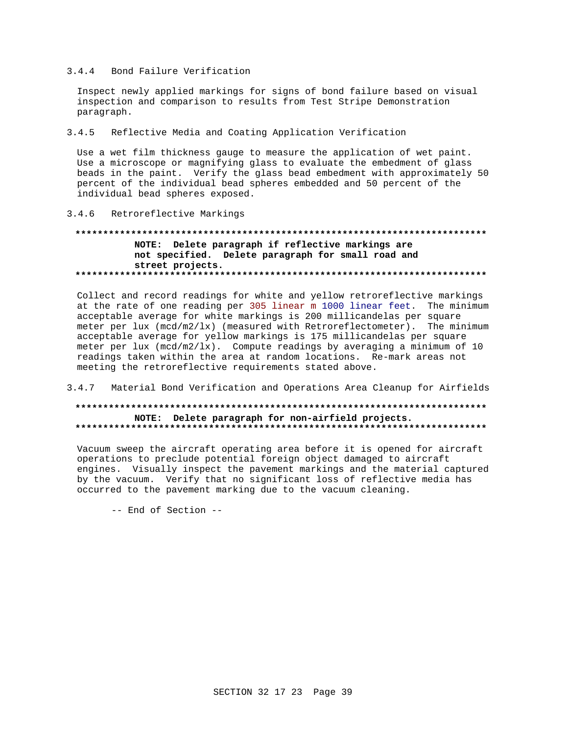### 3.4.4 Bond Failure Verification

Inspect newly applied markings for signs of bond failure based on visual inspection and comparison to results from Test Stripe Demonstration paragraph.

### 3.4.5 Reflective Media and Coating Application Verification

Use a wet film thickness gauge to measure the application of wet paint. Use a microscope or magnifying glass to evaluate the embedment of glass beads in the paint. Verify the glass bead embedment with approximately 50 percent of the individual bead spheres embedded and 50 percent of the individual bead spheres exposed.

### 3.4.6 Retroreflective Markings

**************************************************************************

**NOTE: Delete paragraph if reflective markings are not specified. Delete paragraph for small road and street projects.**

**************************************************************************

Collect and record readings for white and yellow retroreflective markings at the rate of one reading per 305 linear m 1000 linear feet. The minimum acceptable average for white markings is 200 millicandelas per square meter per lux (mcd/m2/lx) (measured with Retroreflectometer). The minimum acceptable average for yellow markings is 175 millicandelas per square meter per lux (mcd/m2/lx). Compute readings by averaging a minimum of 10 readings taken within the area at random locations. Re-mark areas not meeting the retroreflective requirements stated above.

### 3.4.7 Material Bond Verification and Operations Area Cleanup for Airfields

**************************************************************************

**NOTE: Delete paragraph for non-airfield projects.**

**************************************************************************

Vacuum sweep the aircraft operating area before it is opened for aircraft operations to preclude potential foreign object damaged to aircraft engines. Visually inspect the pavement markings and the material captured by the vacuum. Verify that no significant loss of reflective media has occurred to the pavement marking due to the vacuum cleaning.

-- End of Section --